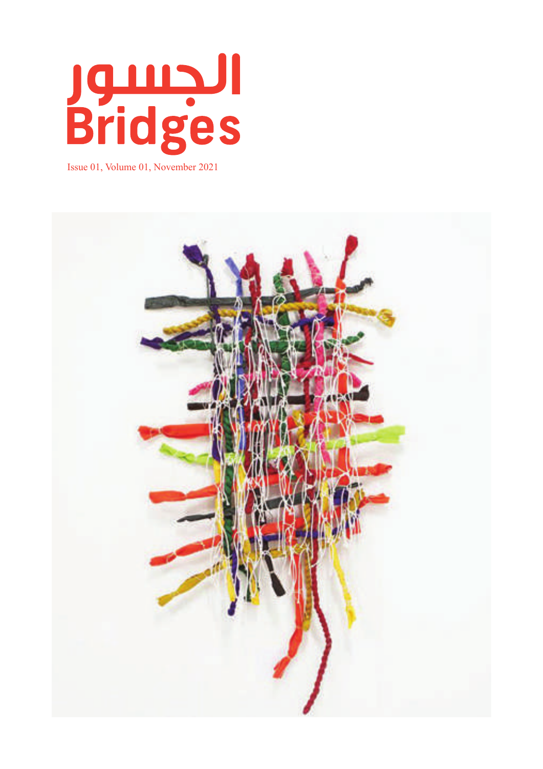# الجسور
# Bridges

Issue 01, Volume 01, November 2021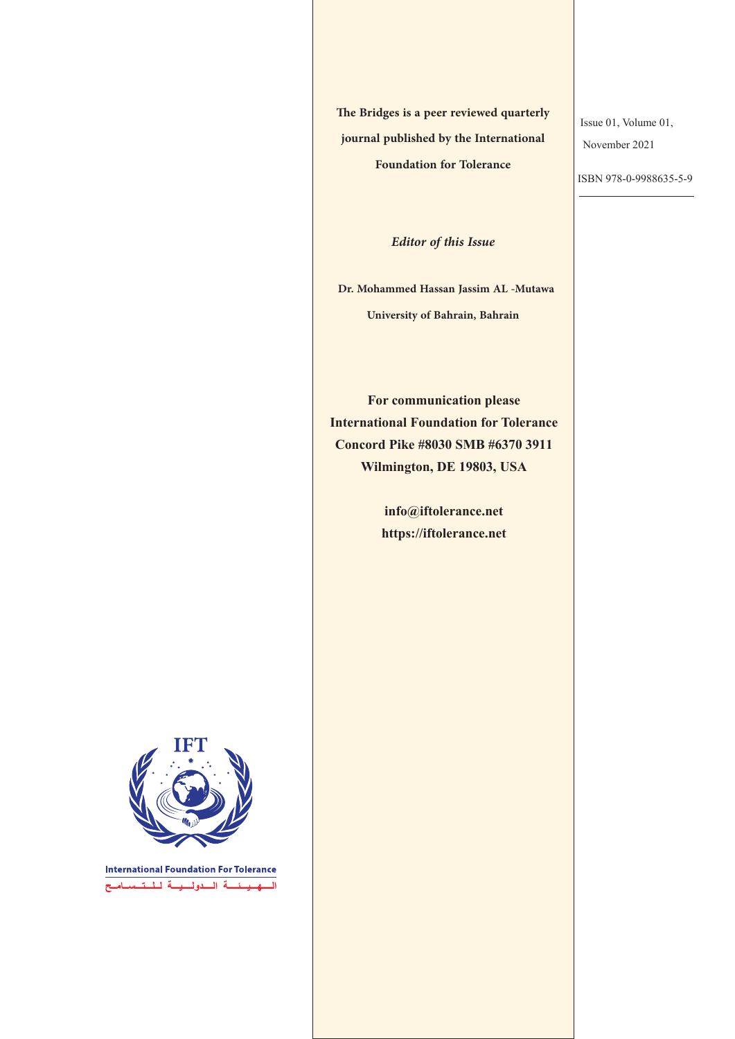**The Bridges is a peer reviewed quarterly journal published by the International Foundation for Tolerance**

Issue 01, Volume 01,

November 2021

ISBN 978-0-9988635-5-9

*Editor of this Issue*

**Dr. Mohammed Hassan Jassim AL -Mutawa**

**University of Bahrain, Bahrain**

**For communication please**
**International Foundation for Tolerance**
**Concord Pike #8030 SMB #6370 3911**
**Wilmington, DE 19803, USA**

**info@iftolerance.net**
**https://iftolerance.net**

IFT

International Foundation For Tolerance

الهيئة الدولية للتسامح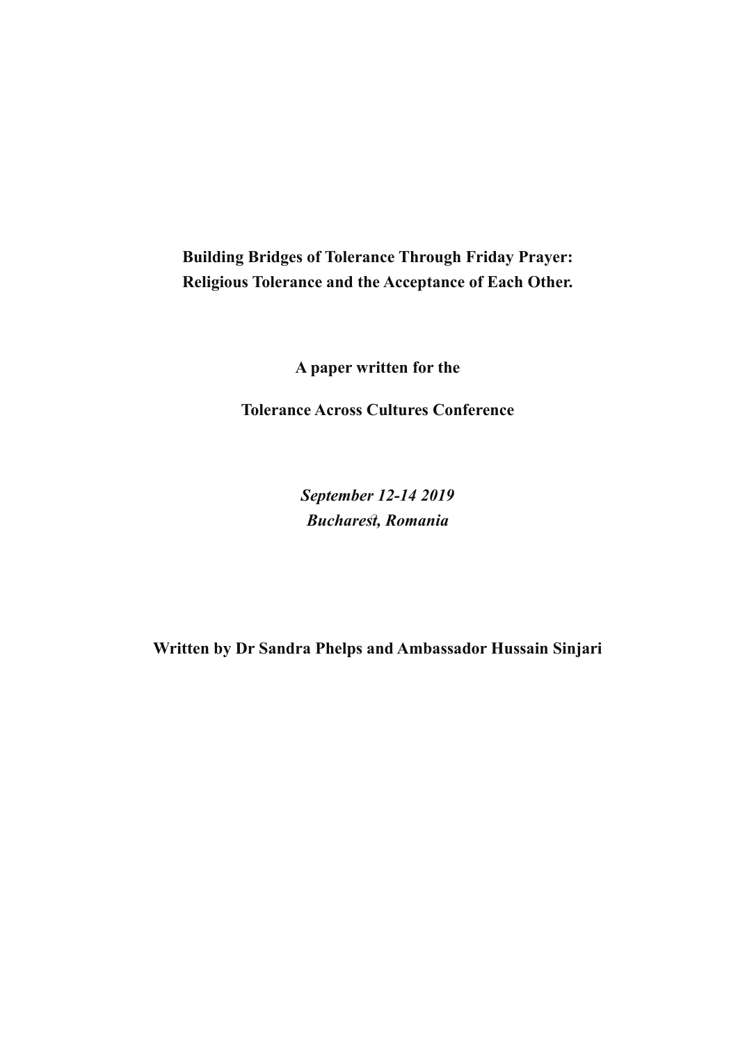**Building Bridges of Tolerance Through Friday Prayer:**
**Religious Tolerance and the Acceptance of Each Other.**

**A paper written for the**

**Tolerance Across Cultures Conference**

***September 12-14 2019***
***Bucharest, Romania***

**Written by Dr Sandra Phelps and Ambassador Hussain Sinjari**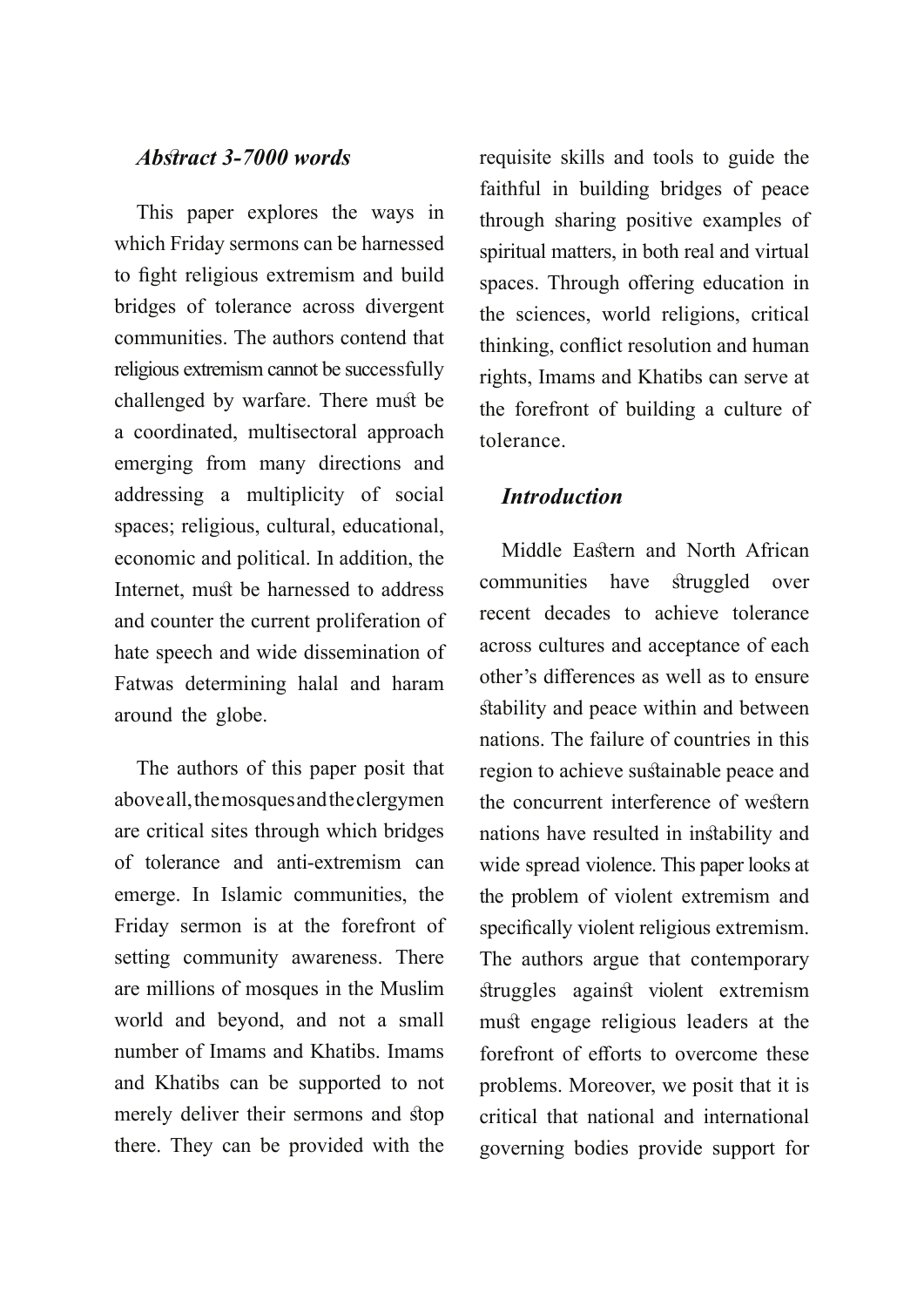### *Abstract 3-7000 words*

This paper explores the ways in which Friday sermons can be harnessed to fight religious extremism and build bridges of tolerance across divergent communities. The authors contend that religious extremism cannot be successfully challenged by warfare. There must be a coordinated, multisectoral approach emerging from many directions and addressing a multiplicity of social spaces; religious, cultural, educational, economic and political. In addition, the Internet, must be harnessed to address and counter the current proliferation of hate speech and wide dissemination of Fatwas determining halal and haram around the globe.

The authors of this paper posit that above all, the mosques and the clergymen are critical sites through which bridges of tolerance and anti-extremism can emerge. In Islamic communities, the Friday sermon is at the forefront of setting community awareness. There are millions of mosques in the Muslim world and beyond, and not a small number of Imams and Khatibs. Imams and Khatibs can be supported to not merely deliver their sermons and stop there. They can be provided with the requisite skills and tools to guide the faithful in building bridges of peace through sharing positive examples of spiritual matters, in both real and virtual spaces. Through offering education in the sciences, world religions, critical thinking, conflict resolution and human rights, Imams and Khatibs can serve at the forefront of building a culture of tolerance.

### *Introduction*

Middle Eastern and North African communities have struggled over recent decades to achieve tolerance across cultures and acceptance of each other's differences as well as to ensure stability and peace within and between nations. The failure of countries in this region to achieve sustainable peace and the concurrent interference of western nations have resulted in instability and wide spread violence. This paper looks at the problem of violent extremism and specifically violent religious extremism. The authors argue that contemporary struggles against violent extremism must engage religious leaders at the forefront of efforts to overcome these problems. Moreover, we posit that it is critical that national and international governing bodies provide support for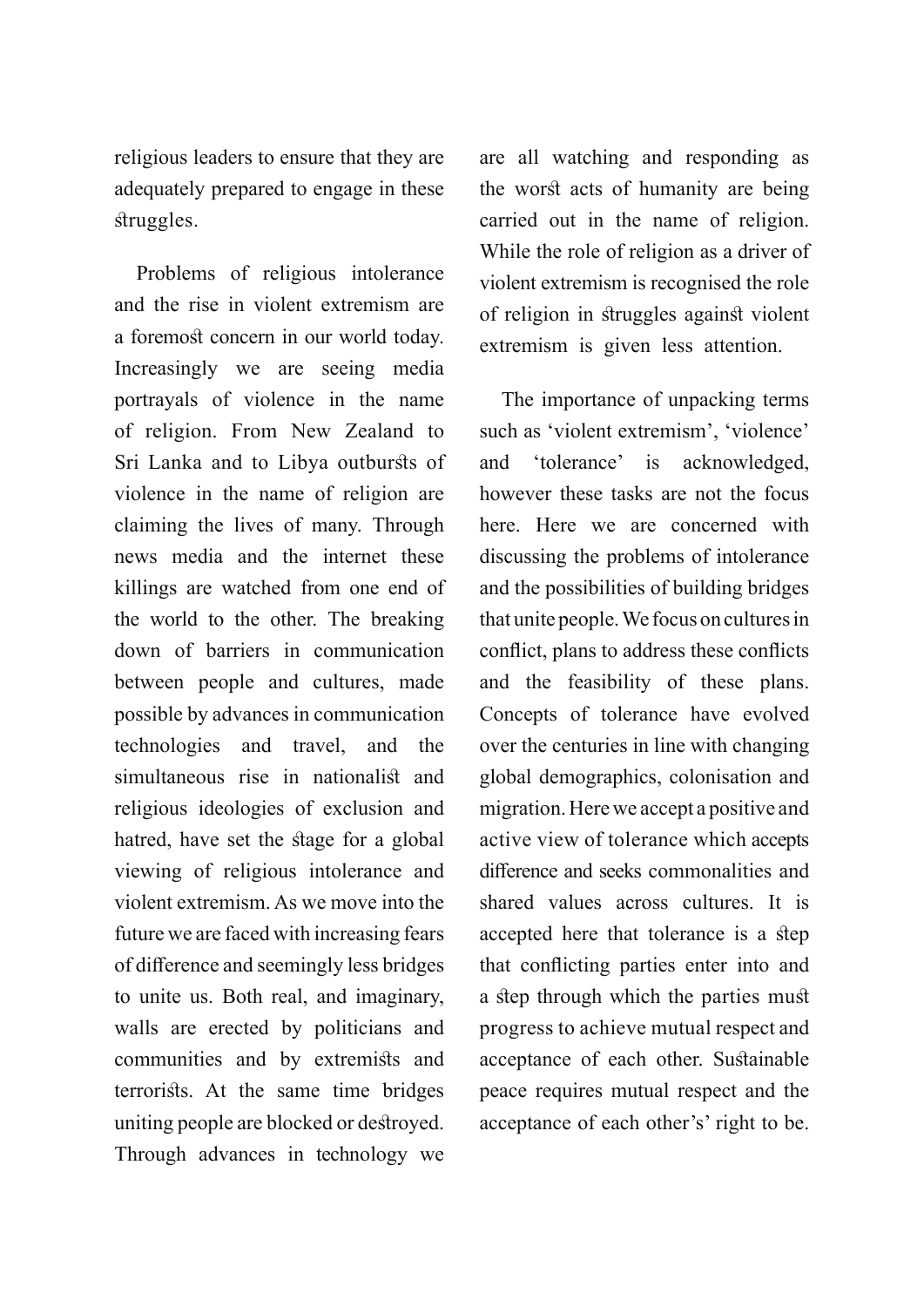religious leaders to ensure that they are adequately prepared to engage in these struggles.

Problems of religious intolerance and the rise in violent extremism are a foremost concern in our world today. Increasingly we are seeing media portrayals of violence in the name of religion. From New Zealand to Sri Lanka and to Libya outbursts of violence in the name of religion are claiming the lives of many. Through news media and the internet these killings are watched from one end of the world to the other. The breaking down of barriers in communication between people and cultures, made possible by advances in communication technologies and travel, and the simultaneous rise in nationalist and religious ideologies of exclusion and hatred, have set the stage for a global viewing of religious intolerance and violent extremism. As we move into the future we are faced with increasing fears of difference and seemingly less bridges to unite us. Both real, and imaginary, walls are erected by politicians and communities and by extremists and terrorists. At the same time bridges uniting people are blocked or destroyed. Through advances in technology we are all watching and responding as the worst acts of humanity are being carried out in the name of religion. While the role of religion as a driver of violent extremism is recognised the role of religion in struggles against violent extremism is given less attention.

The importance of unpacking terms such as 'violent extremism', 'violence' and 'tolerance' is acknowledged, however these tasks are not the focus here. Here we are concerned with discussing the problems of intolerance and the possibilities of building bridges that unite people. We focus on cultures in conflict, plans to address these conflicts and the feasibility of these plans. Concepts of tolerance have evolved over the centuries in line with changing global demographics, colonisation and migration. Here we accept a positive and active view of tolerance which accepts difference and seeks commonalities and shared values across cultures. It is accepted here that tolerance is a step that conflicting parties enter into and a step through which the parties must progress to achieve mutual respect and acceptance of each other. Sustainable peace requires mutual respect and the acceptance of each other's' right to be.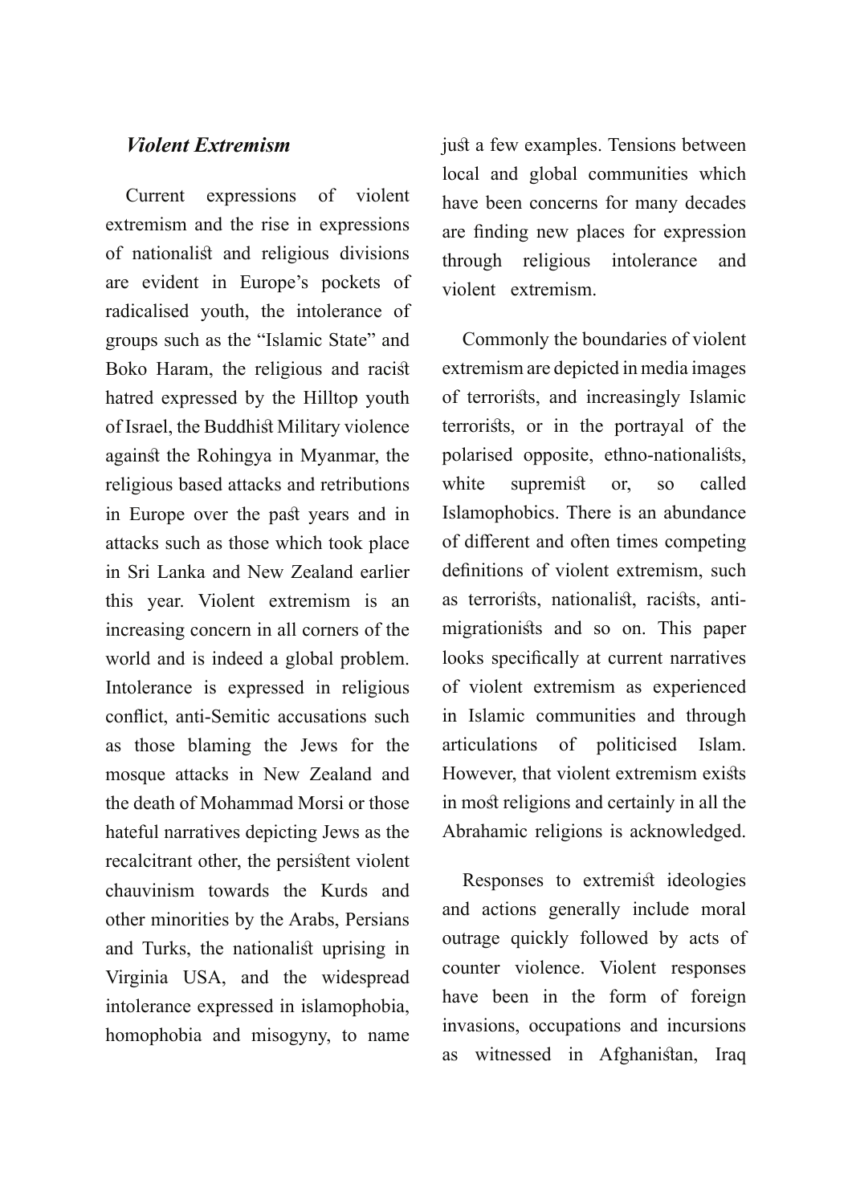### *Violent Extremism*

Current expressions of violent extremism and the rise in expressions of nationalist and religious divisions are evident in Europe's pockets of radicalised youth, the intolerance of groups such as the "Islamic State" and Boko Haram, the religious and racist hatred expressed by the Hilltop youth of Israel, the Buddhist Military violence against the Rohingya in Myanmar, the religious based attacks and retributions in Europe over the past years and in attacks such as those which took place in Sri Lanka and New Zealand earlier this year. Violent extremism is an increasing concern in all corners of the world and is indeed a global problem. Intolerance is expressed in religious conflict, anti-Semitic accusations such as those blaming the Jews for the mosque attacks in New Zealand and the death of Mohammad Morsi or those hateful narratives depicting Jews as the recalcitrant other, the persistent violent chauvinism towards the Kurds and other minorities by the Arabs, Persians and Turks, the nationalist uprising in Virginia USA, and the widespread intolerance expressed in islamophobia, homophobia and misogyny, to name just a few examples. Tensions between local and global communities which have been concerns for many decades are finding new places for expression through religious intolerance and violent extremism.

Commonly the boundaries of violent extremism are depicted in media images of terrorists, and increasingly Islamic terrorists, or in the portrayal of the polarised opposite, ethno-nationalists, white supremist or, so called Islamophobics. There is an abundance of different and often times competing definitions of violent extremism, such as terrorists, nationalist, racists, anti-migrationists and so on. This paper looks specifically at current narratives of violent extremism as experienced in Islamic communities and through articulations of politicised Islam. However, that violent extremism exists in most religions and certainly in all the Abrahamic religions is acknowledged.

Responses to extremist ideologies and actions generally include moral outrage quickly followed by acts of counter violence. Violent responses have been in the form of foreign invasions, occupations and incursions as witnessed in Afghanistan, Iraq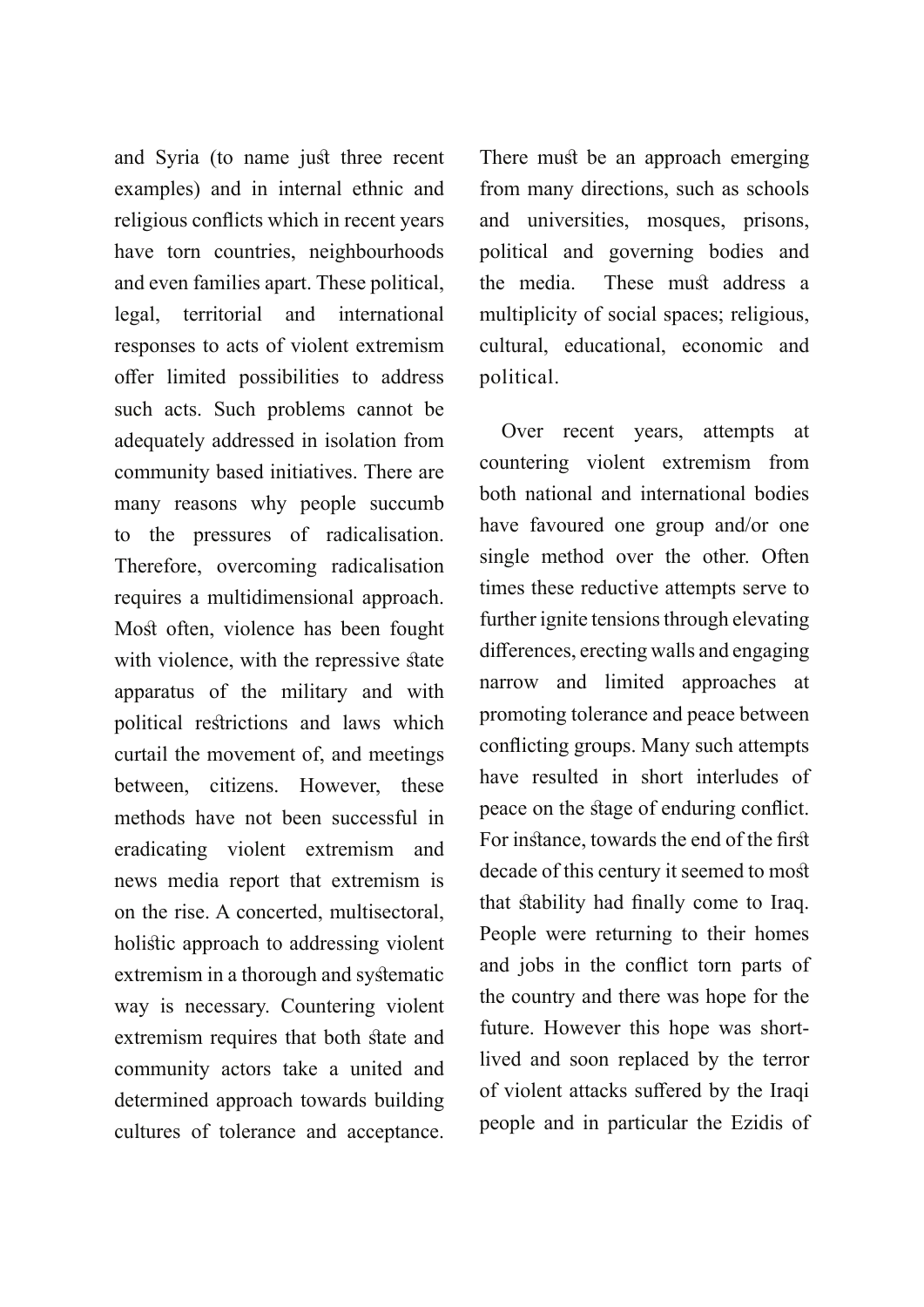and Syria (to name just three recent examples) and in internal ethnic and religious conflicts which in recent years have torn countries, neighbourhoods and even families apart. These political, legal, territorial and international responses to acts of violent extremism offer limited possibilities to address such acts. Such problems cannot be adequately addressed in isolation from community based initiatives. There are many reasons why people succumb to the pressures of radicalisation. Therefore, overcoming radicalisation requires a multidimensional approach. Most often, violence has been fought with violence, with the repressive state apparatus of the military and with political restrictions and laws which curtail the movement of, and meetings between, citizens. However, these methods have not been successful in eradicating violent extremism and news media report that extremism is on the rise. A concerted, multisectoral, holistic approach to addressing violent extremism in a thorough and systematic way is necessary. Countering violent extremism requires that both state and community actors take a united and determined approach towards building cultures of tolerance and acceptance. There must be an approach emerging from many directions, such as schools and universities, mosques, prisons, political and governing bodies and the media. These must address a multiplicity of social spaces; religious, cultural, educational, economic and political.

Over recent years, attempts at countering violent extremism from both national and international bodies have favoured one group and/or one single method over the other. Often times these reductive attempts serve to further ignite tensions through elevating differences, erecting walls and engaging narrow and limited approaches at promoting tolerance and peace between conflicting groups. Many such attempts have resulted in short interludes of peace on the stage of enduring conflict. For instance, towards the end of the first decade of this century it seemed to most that stability had finally come to Iraq. People were returning to their homes and jobs in the conflict torn parts of the country and there was hope for the future. However this hope was short-lived and soon replaced by the terror of violent attacks suffered by the Iraqi people and in particular the Ezidis of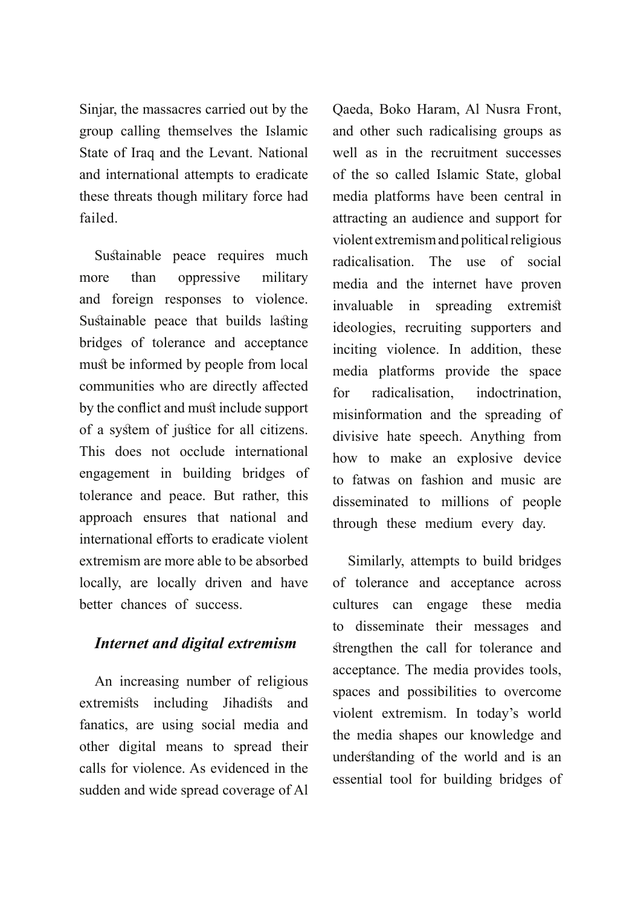Sinjar, the massacres carried out by the group calling themselves the Islamic State of Iraq and the Levant. National and international attempts to eradicate these threats though military force had failed.

Sustainable peace requires much more than oppressive military and foreign responses to violence. Sustainable peace that builds lasting bridges of tolerance and acceptance must be informed by people from local communities who are directly affected by the conflict and must include support of a system of justice for all citizens. This does not occlude international engagement in building bridges of tolerance and peace. But rather, this approach ensures that national and international efforts to eradicate violent extremism are more able to be absorbed locally, are locally driven and have better chances of success.

### *Internet and digital extremism*

An increasing number of religious extremists including Jihadists and fanatics, are using social media and other digital means to spread their calls for violence. As evidenced in the sudden and wide spread coverage of Al Qaeda, Boko Haram, Al Nusra Front, and other such radicalising groups as well as in the recruitment successes of the so called Islamic State, global media platforms have been central in attracting an audience and support for violent extremism and political religious radicalisation. The use of social media and the internet have proven invaluable in spreading extremist ideologies, recruiting supporters and inciting violence. In addition, these media platforms provide the space for radicalisation, indoctrination, misinformation and the spreading of divisive hate speech. Anything from how to make an explosive device to fatwas on fashion and music are disseminated to millions of people through these medium every day.

Similarly, attempts to build bridges of tolerance and acceptance across cultures can engage these media to disseminate their messages and strengthen the call for tolerance and acceptance. The media provides tools, spaces and possibilities to overcome violent extremism. In today's world the media shapes our knowledge and understanding of the world and is an essential tool for building bridges of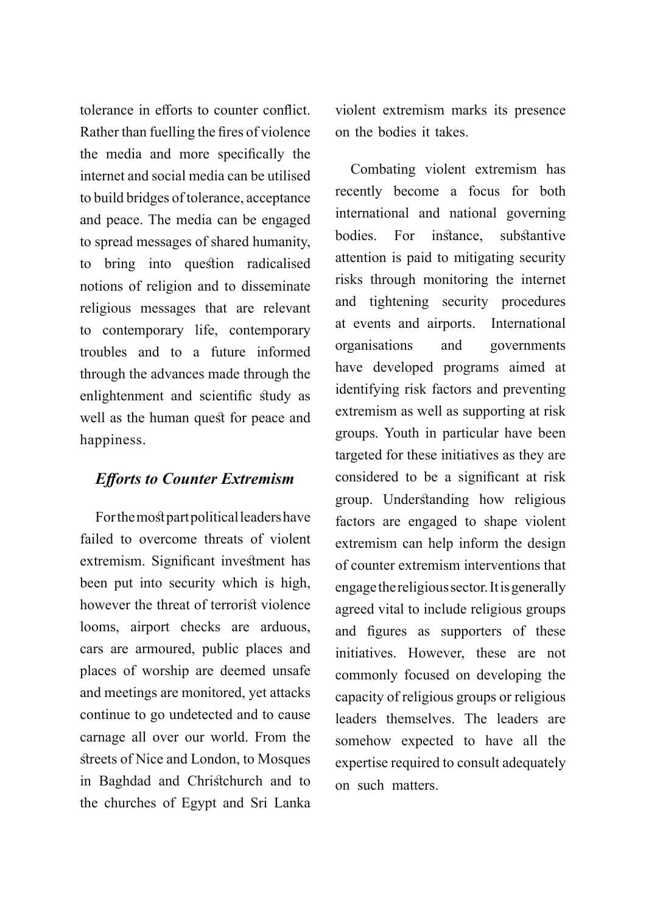tolerance in efforts to counter conflict. Rather than fuelling the fires of violence the media and more specifically the internet and social media can be utilised to build bridges of tolerance, acceptance and peace. The media can be engaged to spread messages of shared humanity, to bring into question radicalised notions of religion and to disseminate religious messages that are relevant to contemporary life, contemporary troubles and to a future informed through the advances made through the enlightenment and scientific study as well as the human quest for peace and happiness.

### *Efforts to Counter Extremism*

For the most part political leaders have failed to overcome threats of violent extremism. Significant investment has been put into security which is high, however the threat of terrorist violence looms, airport checks are arduous, cars are armoured, public places and places of worship are deemed unsafe and meetings are monitored, yet attacks continue to go undetected and to cause carnage all over our world. From the streets of Nice and London, to Mosques in Baghdad and Christchurch and to the churches of Egypt and Sri Lanka violent extremism marks its presence on the bodies it takes.

Combating violent extremism has recently become a focus for both international and national governing bodies. For instance, substantive attention is paid to mitigating security risks through monitoring the internet and tightening security procedures at events and airports. International organisations and governments have developed programs aimed at identifying risk factors and preventing extremism as well as supporting at risk groups. Youth in particular have been targeted for these initiatives as they are considered to be a significant at risk group. Understanding how religious factors are engaged to shape violent extremism can help inform the design of counter extremism interventions that engage the religious sector. It is generally agreed vital to include religious groups and figures as supporters of these initiatives. However, these are not commonly focused on developing the capacity of religious groups or religious leaders themselves. The leaders are somehow expected to have all the expertise required to consult adequately on such matters.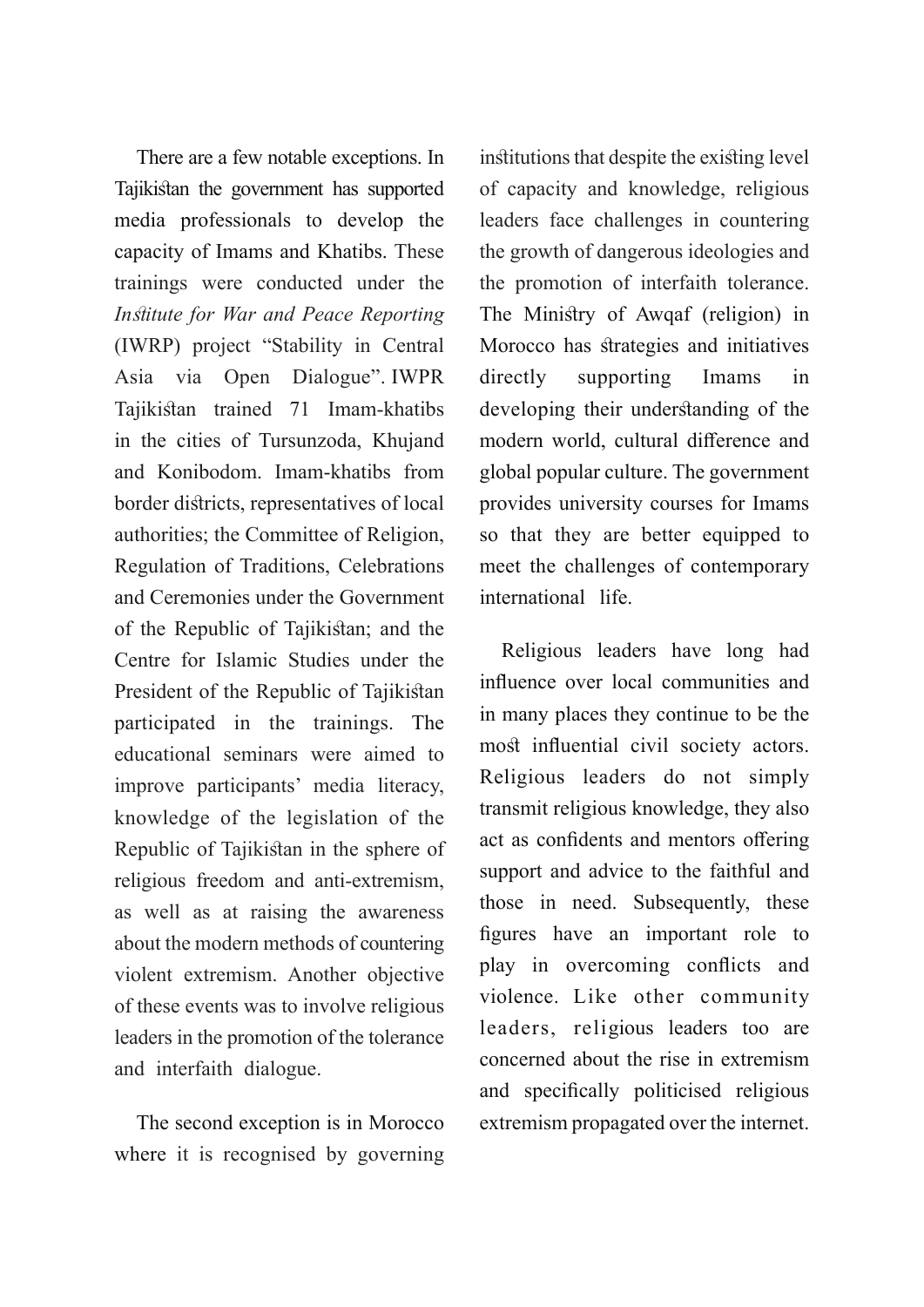There are a few notable exceptions. In Tajikistan the government has supported media professionals to develop the capacity of Imams and Khatibs. These trainings were conducted under the *Institute for War and Peace Reporting* (IWRP) project "Stability in Central Asia via Open Dialogue". IWPR Tajikistan trained 71 Imam-khatibs in the cities of Tursunzoda, Khujand and Konibodom. Imam-khatibs from border districts, representatives of local authorities; the Committee of Religion, Regulation of Traditions, Celebrations and Ceremonies under the Government of the Republic of Tajikistan; and the Centre for Islamic Studies under the President of the Republic of Tajikistan participated in the trainings. The educational seminars were aimed to improve participants' media literacy, knowledge of the legislation of the Republic of Tajikistan in the sphere of religious freedom and anti-extremism, as well as at raising the awareness about the modern methods of countering violent extremism. Another objective of these events was to involve religious leaders in the promotion of the tolerance and interfaith dialogue.

The second exception is in Morocco where it is recognised by governing institutions that despite the existing level of capacity and knowledge, religious leaders face challenges in countering the growth of dangerous ideologies and the promotion of interfaith tolerance. The Ministry of Awqaf (religion) in Morocco has strategies and initiatives directly supporting Imams in developing their understanding of the modern world, cultural difference and global popular culture. The government provides university courses for Imams so that they are better equipped to meet the challenges of contemporary international life.

Religious leaders have long had influence over local communities and in many places they continue to be the most influential civil society actors. Religious leaders do not simply transmit religious knowledge, they also act as confidents and mentors offering support and advice to the faithful and those in need. Subsequently, these figures have an important role to play in overcoming conflicts and violence. Like other community leaders, religious leaders too are concerned about the rise in extremism and specifically politicised religious extremism propagated over the internet.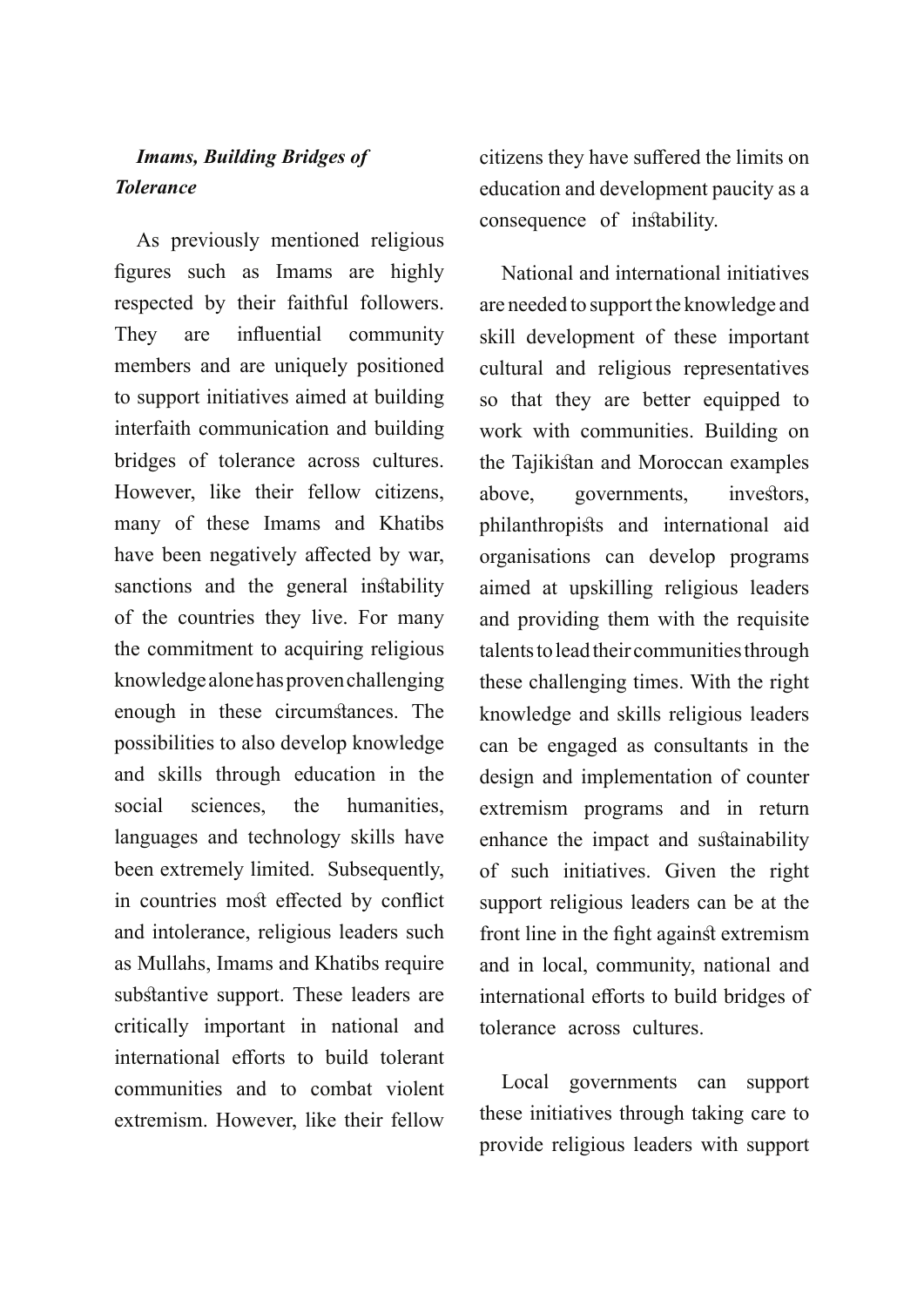### *Imams, Building Bridges of Tolerance*

As previously mentioned religious figures such as Imams are highly respected by their faithful followers. They are influential community members and are uniquely positioned to support initiatives aimed at building interfaith communication and building bridges of tolerance across cultures. However, like their fellow citizens, many of these Imams and Khatibs have been negatively affected by war, sanctions and the general instability of the countries they live. For many the commitment to acquiring religious knowledge alone has proven challenging enough in these circumstances. The possibilities to also develop knowledge and skills through education in the social sciences, the humanities, languages and technology skills have been extremely limited. Subsequently, in countries most effected by conflict and intolerance, religious leaders such as Mullahs, Imams and Khatibs require substantive support. These leaders are critically important in national and international efforts to build tolerant communities and to combat violent extremism. However, like their fellow citizens they have suffered the limits on education and development paucity as a consequence of instability.

National and international initiatives are needed to support the knowledge and skill development of these important cultural and religious representatives so that they are better equipped to work with communities. Building on the Tajikistan and Moroccan examples above, governments, investors, philanthropists and international aid organisations can develop programs aimed at upskilling religious leaders and providing them with the requisite talents to lead their communities through these challenging times. With the right knowledge and skills religious leaders can be engaged as consultants in the design and implementation of counter extremism programs and in return enhance the impact and sustainability of such initiatives. Given the right support religious leaders can be at the front line in the fight against extremism and in local, community, national and international efforts to build bridges of tolerance across cultures.

Local governments can support these initiatives through taking care to provide religious leaders with support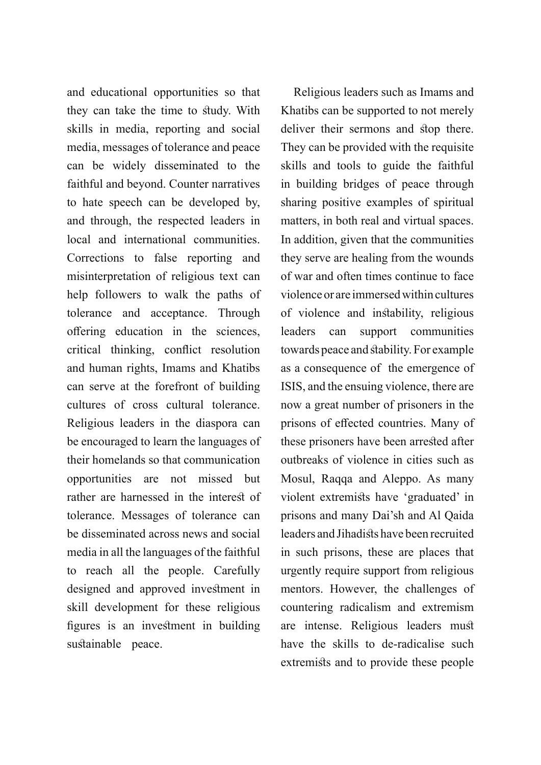and educational opportunities so that they can take the time to study. With skills in media, reporting and social media, messages of tolerance and peace can be widely disseminated to the faithful and beyond. Counter narratives to hate speech can be developed by, and through, the respected leaders in local and international communities. Corrections to false reporting and misinterpretation of religious text can help followers to walk the paths of tolerance and acceptance. Through offering education in the sciences, critical thinking, conflict resolution and human rights, Imams and Khatibs can serve at the forefront of building cultures of cross cultural tolerance. Religious leaders in the diaspora can be encouraged to learn the languages of their homelands so that communication opportunities are not missed but rather are harnessed in the interest of tolerance. Messages of tolerance can be disseminated across news and social media in all the languages of the faithful to reach all the people. Carefully designed and approved investment in skill development for these religious figures is an investment in building sustainable peace.

Religious leaders such as Imams and Khatibs can be supported to not merely deliver their sermons and stop there. They can be provided with the requisite skills and tools to guide the faithful in building bridges of peace through sharing positive examples of spiritual matters, in both real and virtual spaces. In addition, given that the communities they serve are healing from the wounds of war and often times continue to face violence or are immersed within cultures of violence and instability, religious leaders can support communities towards peace and stability. For example as a consequence of the emergence of ISIS, and the ensuing violence, there are now a great number of prisoners in the prisons of effected countries. Many of these prisoners have been arrested after outbreaks of violence in cities such as Mosul, Raqqa and Aleppo. As many violent extremists have 'graduated' in prisons and many Dai'sh and Al Qaida leaders and Jihadists have been recruited in such prisons, these are places that urgently require support from religious mentors. However, the challenges of countering radicalism and extremism are intense. Religious leaders must have the skills to de-radicalise such extremists and to provide these people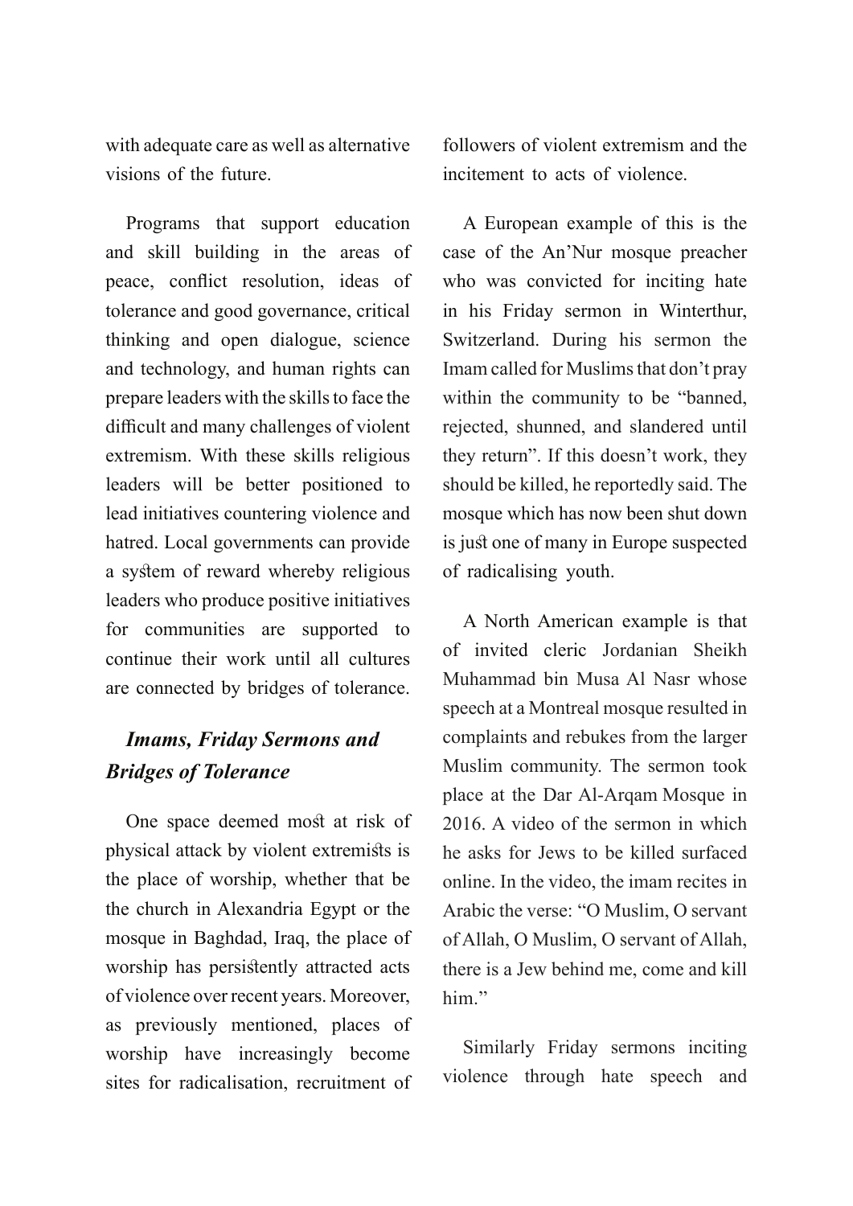with adequate care as well as alternative visions of the future.

Programs that support education and skill building in the areas of peace, conflict resolution, ideas of tolerance and good governance, critical thinking and open dialogue, science and technology, and human rights can prepare leaders with the skills to face the difficult and many challenges of violent extremism. With these skills religious leaders will be better positioned to lead initiatives countering violence and hatred. Local governments can provide a system of reward whereby religious leaders who produce positive initiatives for communities are supported to continue their work until all cultures are connected by bridges of tolerance.

### *Imams, Friday Sermons and Bridges of Tolerance*

One space deemed most at risk of physical attack by violent extremists is the place of worship, whether that be the church in Alexandria Egypt or the mosque in Baghdad, Iraq, the place of worship has persistently attracted acts of violence over recent years. Moreover, as previously mentioned, places of worship have increasingly become sites for radicalisation, recruitment of followers of violent extremism and the incitement to acts of violence.

A European example of this is the case of the An'Nur mosque preacher who was convicted for inciting hate in his Friday sermon in Winterthur, Switzerland. During his sermon the Imam called for Muslims that don't pray within the community to be "banned, rejected, shunned, and slandered until they return". If this doesn't work, they should be killed, he reportedly said. The mosque which has now been shut down is just one of many in Europe suspected of radicalising youth.

A North American example is that of invited cleric Jordanian Sheikh Muhammad bin Musa Al Nasr whose speech at a Montreal mosque resulted in complaints and rebukes from the larger Muslim community. The sermon took place at the Dar Al-Arqam Mosque in 2016. A video of the sermon in which he asks for Jews to be killed surfaced online. In the video, the imam recites in Arabic the verse: "O Muslim, O servant of Allah, O Muslim, O servant of Allah, there is a Jew behind me, come and kill him."

Similarly Friday sermons inciting violence through hate speech and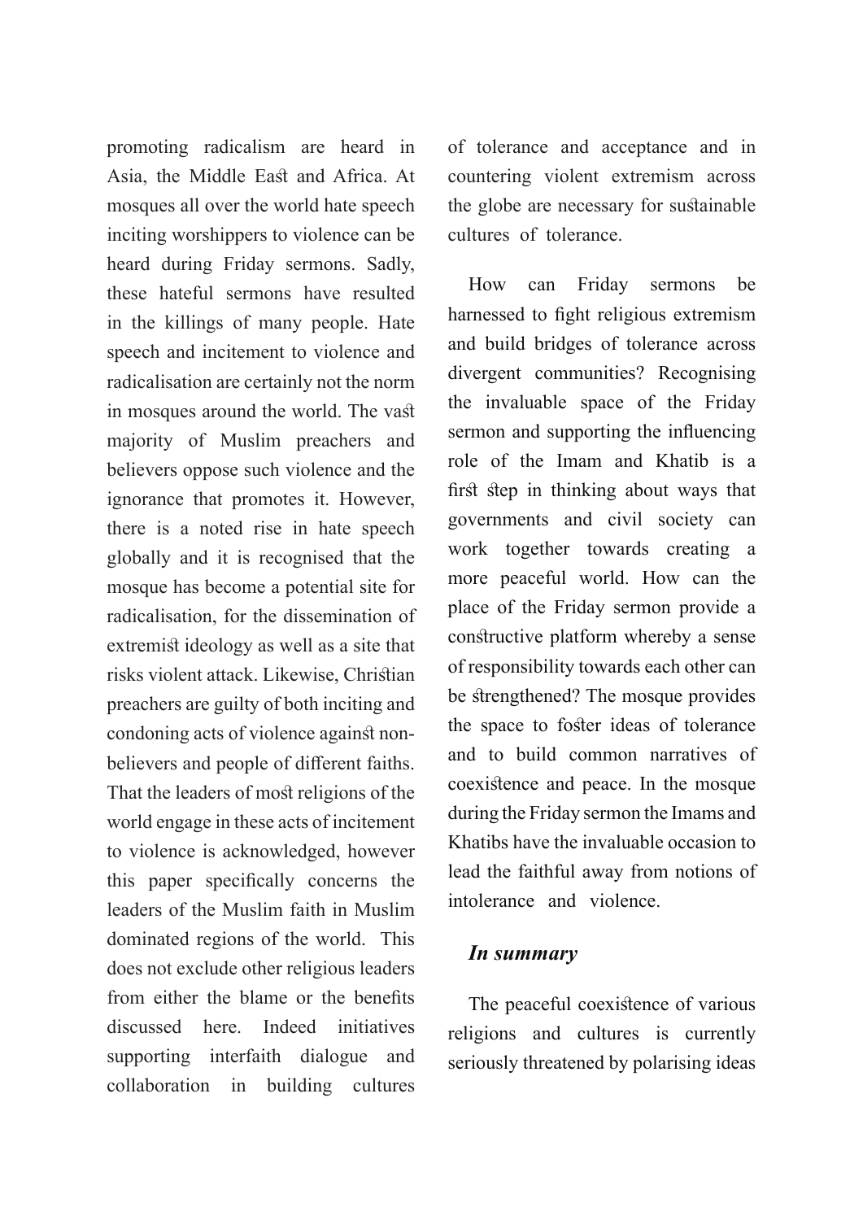promoting radicalism are heard in Asia, the Middle East and Africa. At mosques all over the world hate speech inciting worshippers to violence can be heard during Friday sermons. Sadly, these hateful sermons have resulted in the killings of many people. Hate speech and incitement to violence and radicalisation are certainly not the norm in mosques around the world. The vast majority of Muslim preachers and believers oppose such violence and the ignorance that promotes it. However, there is a noted rise in hate speech globally and it is recognised that the mosque has become a potential site for radicalisation, for the dissemination of extremist ideology as well as a site that risks violent attack. Likewise, Christian preachers are guilty of both inciting and condoning acts of violence against non-believers and people of different faiths. That the leaders of most religions of the world engage in these acts of incitement to violence is acknowledged, however this paper specifically concerns the leaders of the Muslim faith in Muslim dominated regions of the world. This does not exclude other religious leaders from either the blame or the benefits discussed here. Indeed initiatives supporting interfaith dialogue and collaboration in building cultures of tolerance and acceptance and in countering violent extremism across the globe are necessary for sustainable cultures of tolerance.

How can Friday sermons be harnessed to fight religious extremism and build bridges of tolerance across divergent communities? Recognising the invaluable space of the Friday sermon and supporting the influencing role of the Imam and Khatib is a first step in thinking about ways that governments and civil society can work together towards creating a more peaceful world. How can the place of the Friday sermon provide a constructive platform whereby a sense of responsibility towards each other can be strengthened? The mosque provides the space to foster ideas of tolerance and to build common narratives of coexistence and peace. In the mosque during the Friday sermon the Imams and Khatibs have the invaluable occasion to lead the faithful away from notions of intolerance and violence.

### *In summary*

The peaceful coexistence of various religions and cultures is currently seriously threatened by polarising ideas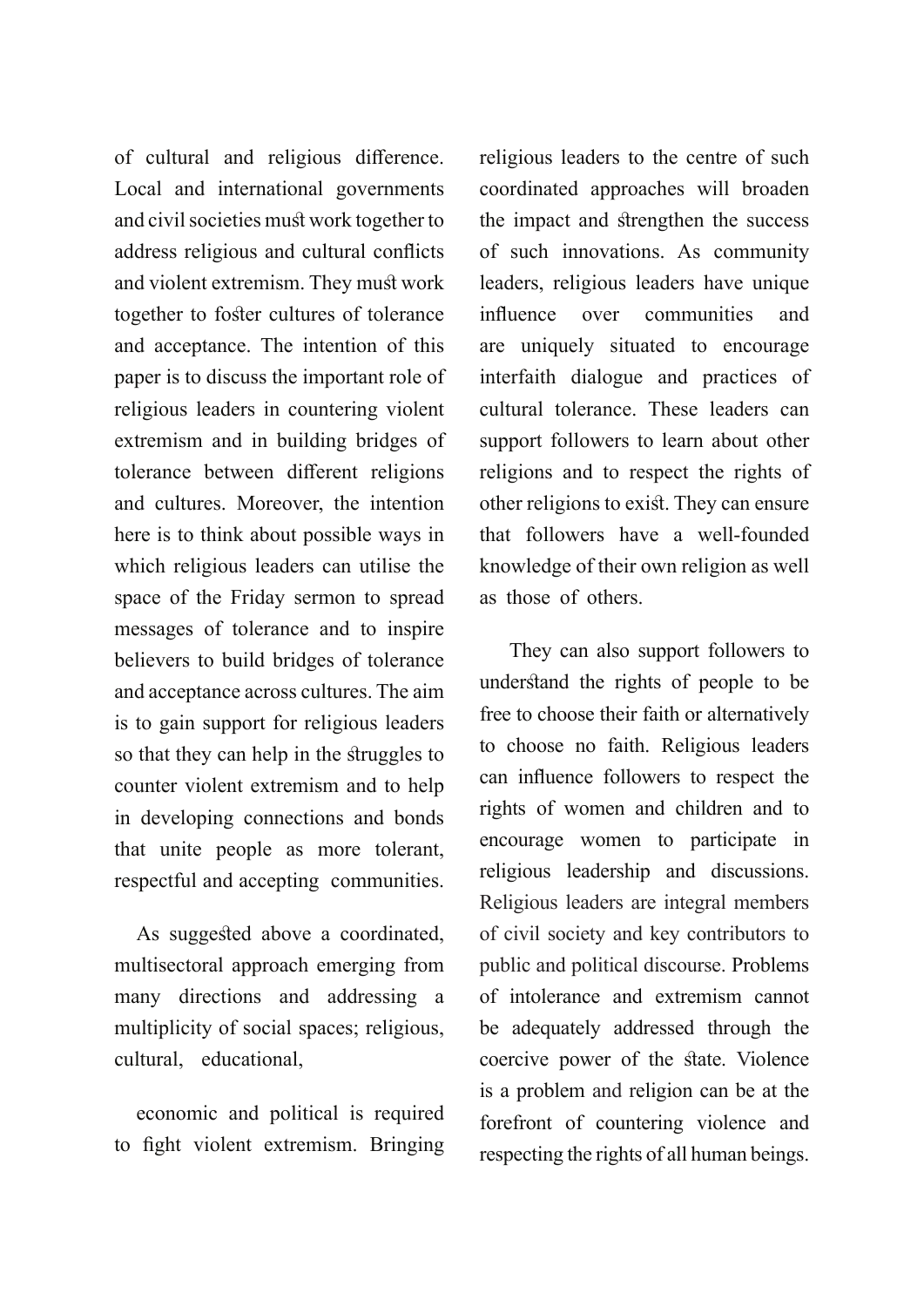of cultural and religious difference. Local and international governments and civil societies must work together to address religious and cultural conflicts and violent extremism. They must work together to foster cultures of tolerance and acceptance. The intention of this paper is to discuss the important role of religious leaders in countering violent extremism and in building bridges of tolerance between different religions and cultures. Moreover, the intention here is to think about possible ways in which religious leaders can utilise the space of the Friday sermon to spread messages of tolerance and to inspire believers to build bridges of tolerance and acceptance across cultures. The aim is to gain support for religious leaders so that they can help in the struggles to counter violent extremism and to help in developing connections and bonds that unite people as more tolerant, respectful and accepting communities.

As suggested above a coordinated, multisectoral approach emerging from many directions and addressing a multiplicity of social spaces; religious, cultural, educational,

economic and political is required to fight violent extremism. Bringing religious leaders to the centre of such coordinated approaches will broaden the impact and strengthen the success of such innovations. As community leaders, religious leaders have unique influence over communities and are uniquely situated to encourage interfaith dialogue and practices of cultural tolerance. These leaders can support followers to learn about other religions and to respect the rights of other religions to exist. They can ensure that followers have a well-founded knowledge of their own religion as well as those of others.

They can also support followers to understand the rights of people to be free to choose their faith or alternatively to choose no faith. Religious leaders can influence followers to respect the rights of women and children and to encourage women to participate in religious leadership and discussions. Religious leaders are integral members of civil society and key contributors to public and political discourse. Problems of intolerance and extremism cannot be adequately addressed through the coercive power of the state. Violence is a problem and religion can be at the forefront of countering violence and respecting the rights of all human beings.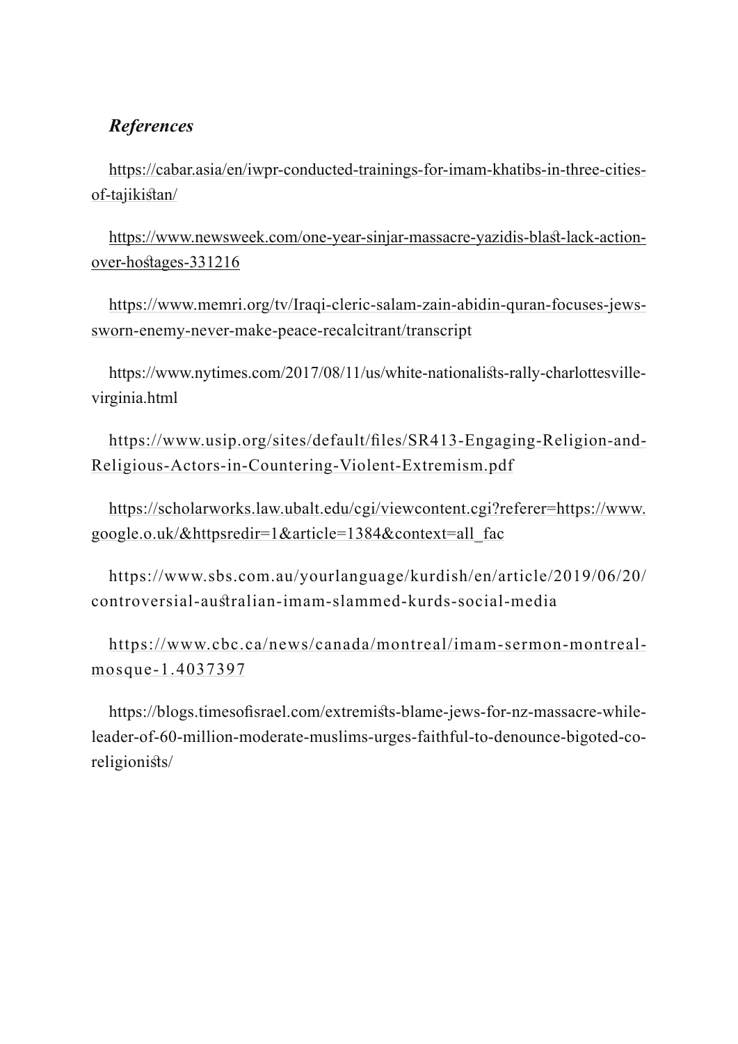## *References*

https://cabar.asia/en/iwpr-conducted-trainings-for-imam-khatibs-in-three-cities-of-tajikistan/

https://www.newsweek.com/one-year-sinjar-massacre-yazidis-blast-lack-action-over-hostages-331216

https://www.memri.org/tv/Iraqi-cleric-salam-zain-abidin-quran-focuses-jews-sworn-enemy-never-make-peace-recalcitrant/transcript

https://www.nytimes.com/2017/08/11/us/white-nationalists-rally-charlottesville-virginia.html

https://www.usip.org/sites/default/files/SR413-Engaging-Religion-and-Religious-Actors-in-Countering-Violent-Extremism.pdf

https://scholarworks.law.ubalt.edu/cgi/viewcontent.cgi?referer=https://www.google.o.uk/&httpsredir=1&article=1384&context=all_fac

https://www.sbs.com.au/yourlanguage/kurdish/en/article/2019/06/20/controversial-australian-imam-slammed-kurds-social-media

https://www.cbc.ca/news/canada/montreal/imam-sermon-montreal-mosque-1.4037397

https://blogs.timesofisrael.com/extremists-blame-jews-for-nz-massacre-while-leader-of-60-million-moderate-muslims-urges-faithful-to-denounce-bigoted-co-religionists/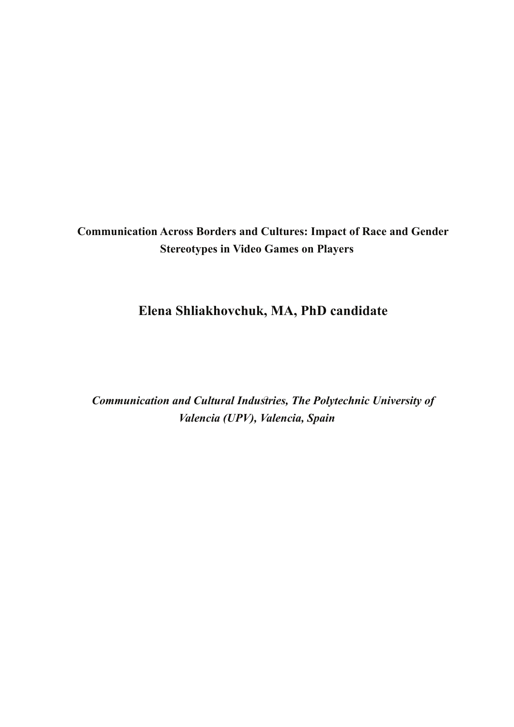**Communication Across Borders and Cultures: Impact of Race and Gender Stereotypes in Video Games on Players**

## Elena Shliakhovchuk, MA, PhD candidate

***Communication and Cultural Industries, The Polytechnic University of Valencia (UPV), Valencia, Spain***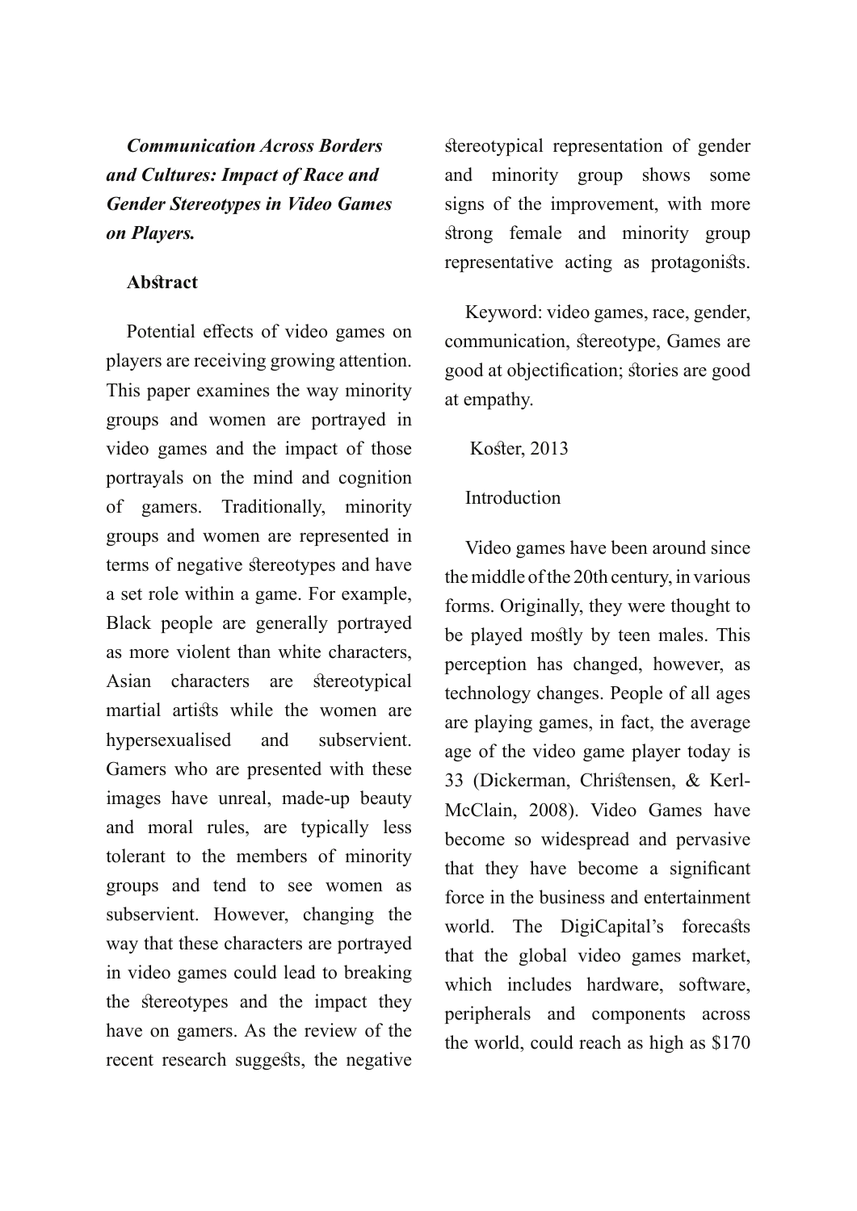***Communication Across Borders and Cultures: Impact of Race and Gender Stereotypes in Video Games on Players.***

**Abstract**

Potential effects of video games on players are receiving growing attention. This paper examines the way minority groups and women are portrayed in video games and the impact of those portrayals on the mind and cognition of gamers. Traditionally, minority groups and women are represented in terms of negative stereotypes and have a set role within a game. For example, Black people are generally portrayed as more violent than white characters, Asian characters are stereotypical martial artists while the women are hypersexualised and subservient. Gamers who are presented with these images have unreal, made-up beauty and moral rules, are typically less tolerant to the members of minority groups and tend to see women as subservient. However, changing the way that these characters are portrayed in video games could lead to breaking the stereotypes and the impact they have on gamers. As the review of the recent research suggests, the negative stereotypical representation of gender and minority group shows some signs of the improvement, with more strong female and minority group representative acting as protagonists.

Keyword: video games, race, gender, communication, stereotype, Games are good at objectification; stories are good at empathy.

Koster, 2013

Introduction

Video games have been around since the middle of the 20th century, in various forms. Originally, they were thought to be played mostly by teen males. This perception has changed, however, as technology changes. People of all ages are playing games, in fact, the average age of the video game player today is 33 (Dickerman, Christensen, & Kerl-McClain, 2008). Video Games have become so widespread and pervasive that they have become a significant force in the business and entertainment world. The DigiCapital's forecasts that the global video games market, which includes hardware, software, peripherals and components across the world, could reach as high as $170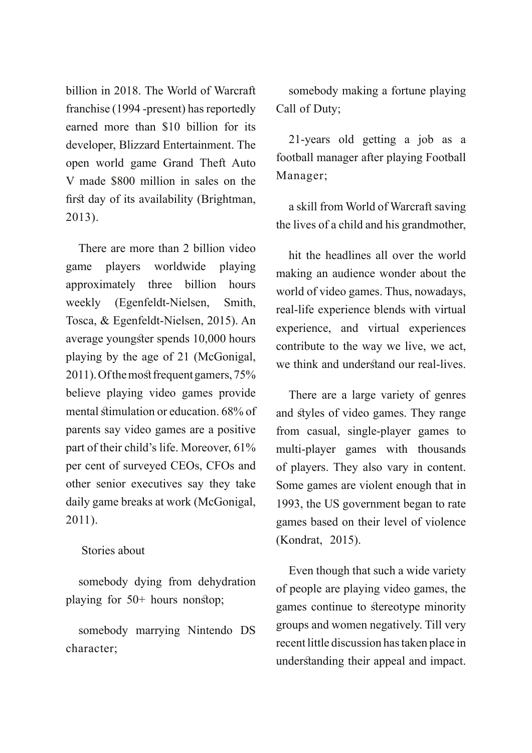billion in 2018. The World of Warcraft franchise (1994 -present) has reportedly earned more than $10 billion for its developer, Blizzard Entertainment. The open world game Grand Theft Auto V made $800 million in sales on the first day of its availability (Brightman, 2013).

There are more than 2 billion video game players worldwide playing approximately three billion hours weekly (Egenfeldt-Nielsen, Smith, Tosca, & Egenfeldt-Nielsen, 2015). An average youngster spends 10,000 hours playing by the age of 21 (McGonigal, 2011). Of the most frequent gamers, 75% believe playing video games provide mental stimulation or education. 68% of parents say video games are a positive part of their child's life. Moreover, 61% per cent of surveyed CEOs, CFOs and other senior executives say they take daily game breaks at work (McGonigal, 2011).

Stories about

somebody dying from dehydration playing for 50+ hours nonstop;

somebody marrying Nintendo DS character;

somebody making a fortune playing Call of Duty;

21-years old getting a job as a football manager after playing Football Manager;

a skill from World of Warcraft saving the lives of a child and his grandmother,

hit the headlines all over the world making an audience wonder about the world of video games. Thus, nowadays, real-life experience blends with virtual experience, and virtual experiences contribute to the way we live, we act, we think and understand our real-lives.

There are a large variety of genres and styles of video games. They range from casual, single-player games to multi-player games with thousands of players. They also vary in content. Some games are violent enough that in 1993, the US government began to rate games based on their level of violence (Kondrat, 2015).

Even though that such a wide variety of people are playing video games, the games continue to stereotype minority groups and women negatively. Till very recent little discussion has taken place in understanding their appeal and impact.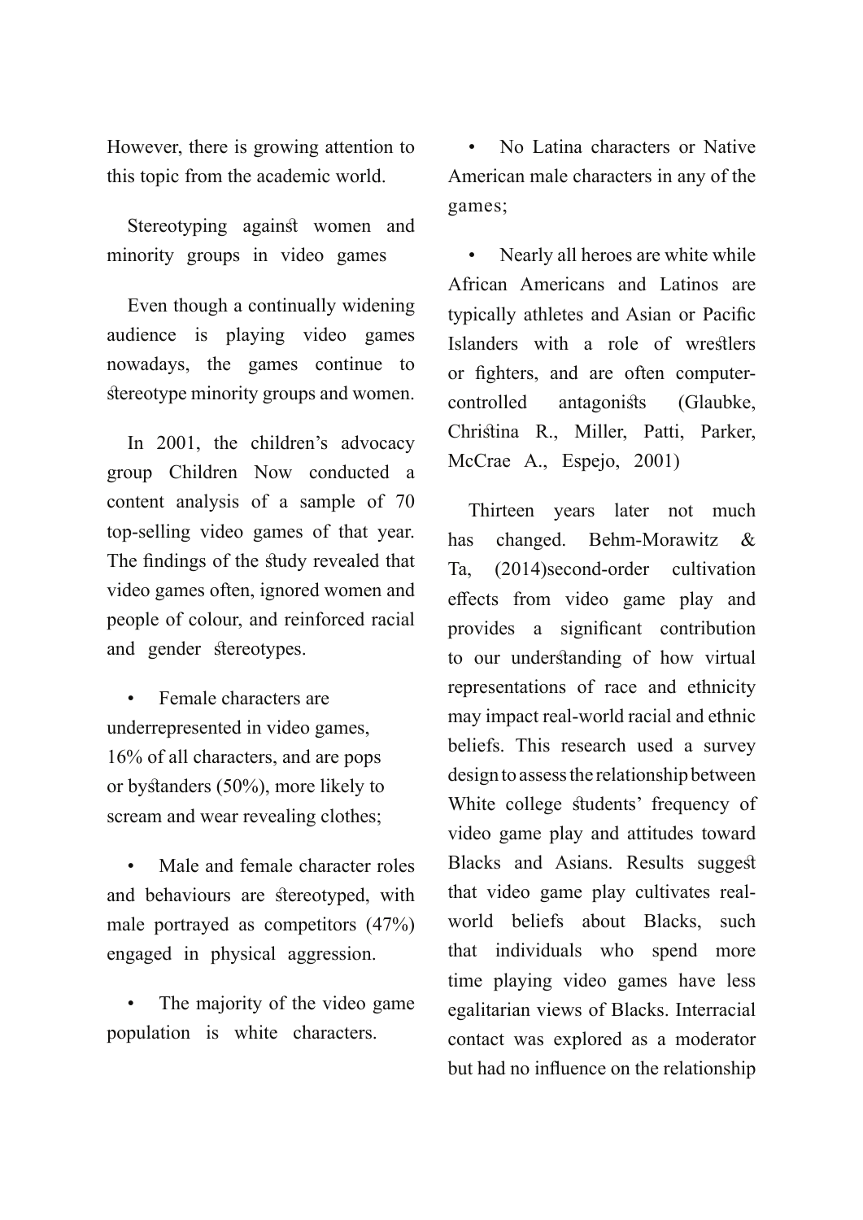However, there is growing attention to this topic from the academic world.

## Stereotyping against women and minority groups in video games

Even though a continually widening audience is playing video games nowadays, the games continue to stereotype minority groups and women.

In 2001, the children's advocacy group Children Now conducted a content analysis of a sample of 70 top-selling video games of that year. The findings of the study revealed that video games often, ignored women and people of colour, and reinforced racial and gender stereotypes.

- Female characters are underrepresented in video games, 16% of all characters, and are pops or bystanders (50%), more likely to scream and wear revealing clothes;
- Male and female character roles and behaviours are stereotyped, with male portrayed as competitors (47%) engaged in physical aggression.
- The majority of the video game population is white characters.
- No Latina characters or Native American male characters in any of the games;
- Nearly all heroes are white while African Americans and Latinos are typically athletes and Asian or Pacific Islanders with a role of wrestlers or fighters, and are often computer-controlled antagonists (Glaubke, Christina R., Miller, Patti, Parker, McCrae A., Espejo, 2001)

Thirteen years later not much has changed. Behm-Morawitz & Ta, (2014)second-order cultivation effects from video game play and provides a significant contribution to our understanding of how virtual representations of race and ethnicity may impact real-world racial and ethnic beliefs. This research used a survey design to assess the relationship between White college students' frequency of video game play and attitudes toward Blacks and Asians. Results suggest that video game play cultivates real-world beliefs about Blacks, such that individuals who spend more time playing video games have less egalitarian views of Blacks. Interracial contact was explored as a moderator but had no influence on the relationship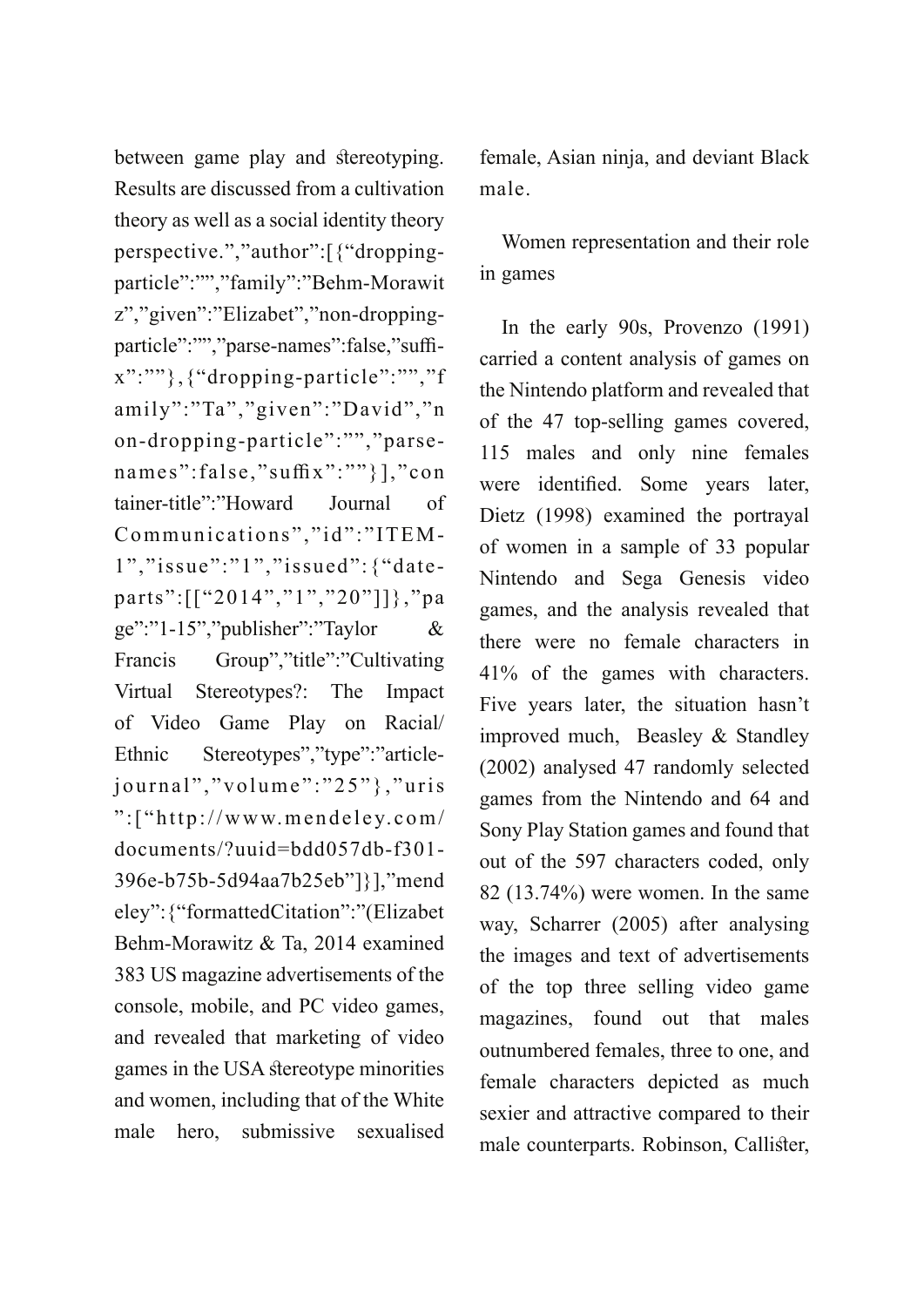between game play and stereotyping. Results are discussed from a cultivation theory as well as a social identity theory perspective.","author":[{"dropping-particle":"","family":"Behm-Morawitz","given":"Elizabet","non-dropping-particle":"","parse-names":false,"suffix":""},{"dropping-particle":"","family":"Ta","given":"David","non-dropping-particle":"","parse-names":false,"suffix":""}],"container-title":"Howard Journal of Communications","id":"ITEM-1","issue":"1","issued":{"date-parts":[["2014","1","20"]]},"page":"1-15","publisher":"Taylor & Francis Group","title":"Cultivating Virtual Stereotypes?: The Impact of Video Game Play on Racial/Ethnic Stereotypes","type":"article-journal","volume":"25"},"uris":["http://www.mendeley.com/documents/?uuid=bdd057db-f301-396e-b75b-5d94aa7b25eb"]}],"mendeley":{"formattedCitation":"(Elizabet Behm-Morawitz & Ta, 2014 examined 383 US magazine advertisements of the console, mobile, and PC video games, and revealed that marketing of video games in the USA stereotype minorities and women, including that of the White male hero, submissive sexualised female, Asian ninja, and deviant Black male.

Women representation and their role in games

In the early 90s, Provenzo (1991) carried a content analysis of games on the Nintendo platform and revealed that of the 47 top-selling games covered, 115 males and only nine females were identified. Some years later, Dietz (1998) examined the portrayal of women in a sample of 33 popular Nintendo and Sega Genesis video games, and the analysis revealed that there were no female characters in 41% of the games with characters. Five years later, the situation hasn't improved much, Beasley & Standley (2002) analysed 47 randomly selected games from the Nintendo and 64 and Sony Play Station games and found that out of the 597 characters coded, only 82 (13.74%) were women. In the same way, Scharrer (2005) after analysing the images and text of advertisements of the top three selling video game magazines, found out that males outnumbered females, three to one, and female characters depicted as much sexier and attractive compared to their male counterparts. Robinson, Callister,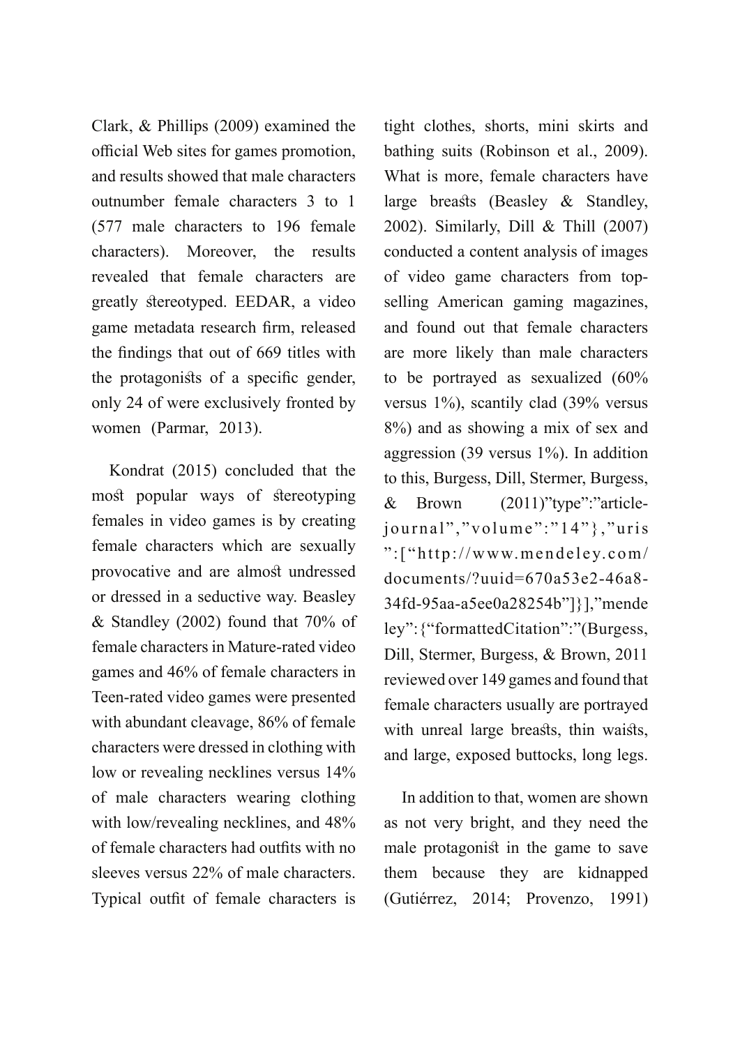Clark, & Phillips (2009) examined the official Web sites for games promotion, and results showed that male characters outnumber female characters 3 to 1 (577 male characters to 196 female characters). Moreover, the results revealed that female characters are greatly stereotyped. EEDAR, a video game metadata research firm, released the findings that out of 669 titles with the protagonists of a specific gender, only 24 of were exclusively fronted by women (Parmar, 2013).

Kondrat (2015) concluded that the most popular ways of stereotyping females in video games is by creating female characters which are sexually provocative and are almost undressed or dressed in a seductive way. Beasley & Standley (2002) found that 70% of female characters in Mature-rated video games and 46% of female characters in Teen-rated video games were presented with abundant cleavage, 86% of female characters were dressed in clothing with low or revealing necklines versus 14% of male characters wearing clothing with low/revealing necklines, and 48% of female characters had outfits with no sleeves versus 22% of male characters. Typical outfit of female characters is tight clothes, shorts, mini skirts and bathing suits (Robinson et al., 2009). What is more, female characters have large breasts (Beasley & Standley, 2002). Similarly, Dill & Thill (2007) conducted a content analysis of images of video game characters from top-selling American gaming magazines, and found out that female characters are more likely than male characters to be portrayed as sexualized (60% versus 1%), scantily clad (39% versus 8%) and as showing a mix of sex and aggression (39 versus 1%). In addition to this, Burgess, Dill, Stermer, Burgess, & Brown (2011)"type":"article-journal","volume":"14"},"uris":["http://www.mendeley.com/documents/?uuid=670a53e2-46a8-34fd-95aa-a5ee0a28254b"]}],"mendeley":{"formattedCitation":"(Burgess, Dill, Stermer, Burgess, & Brown, 2011 reviewed over 149 games and found that female characters usually are portrayed with unreal large breasts, thin waists, and large, exposed buttocks, long legs.

In addition to that, women are shown as not very bright, and they need the male protagonist in the game to save them because they are kidnapped (Gutiérrez, 2014; Provenzo, 1991)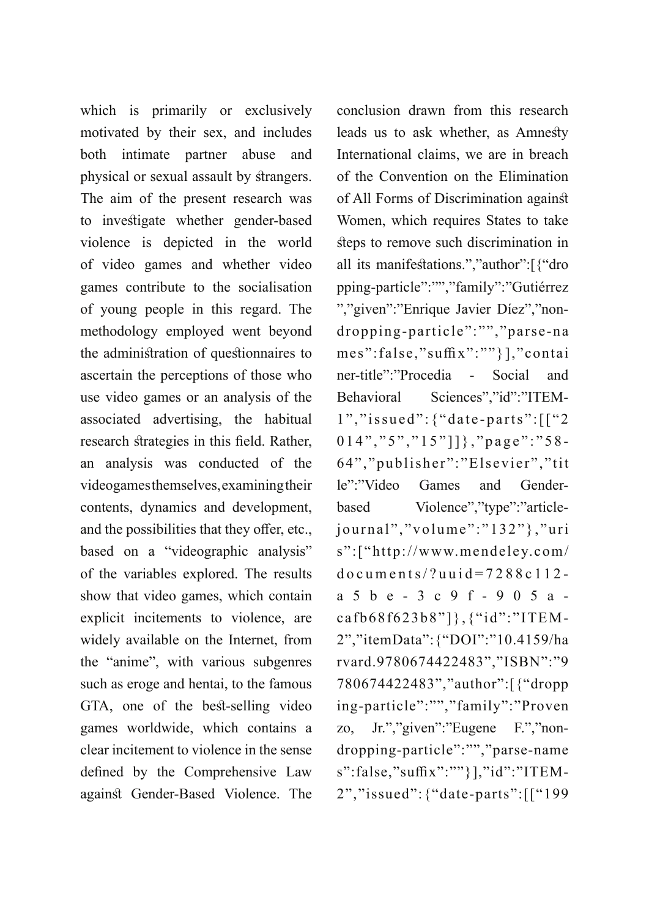which is primarily or exclusively motivated by their sex, and includes both intimate partner abuse and physical or sexual assault by strangers. The aim of the present research was to investigate whether gender-based violence is depicted in the world of video games and whether video games contribute to the socialisation of young people in this regard. The methodology employed went beyond the administration of questionnaires to ascertain the perceptions of those who use video games or an analysis of the associated advertising, the habitual research strategies in this field. Rather, an analysis was conducted of the videogames themselves, examining their contents, dynamics and development, and the possibilities that they offer, etc., based on a "videographic analysis" of the variables explored. The results show that video games, which contain explicit incitements to violence, are widely available on the Internet, from the "anime", with various subgenres such as eroge and hentai, to the famous GTA, one of the best-selling video games worldwide, which contains a clear incitement to violence in the sense defined by the Comprehensive Law against Gender-Based Violence. The conclusion drawn from this research leads us to ask whether, as Amnesty International claims, we are in breach of the Convention on the Elimination of All Forms of Discrimination against Women, which requires States to take steps to remove such discrimination in all its manifestations.","author":[{"dropping-particle":"","family":"Gutiérrez","given":"Enrique Javier Díez","non-dropping-particle":"","parse-names":false,"suffix":""}],"container-title":"Procedia - Social and Behavioral Sciences","id":"ITEM-1","issued":{"date-parts":[["2014","5","15"]]},"page":"58-64","publisher":"Elsevier","title":"Video Games and Gender-based Violence","type":"article-journal","volume":"132"},"uris":["http://www.mendeley.com/documents/?uuid=7288c112-a5be-3c9f-905a-cafb68f623b8"]},{"id":"ITEM-2","itemData":{"DOI":"10.4159/harvard.9780674422483","ISBN":"9780674422483","author":[{"dropping-particle":"","family":"Provenzo, Jr.","given":"Eugene F.","non-dropping-particle":"","parse-names":false,"suffix":""}],"id":"ITEM-2","issued":{"date-parts":[["199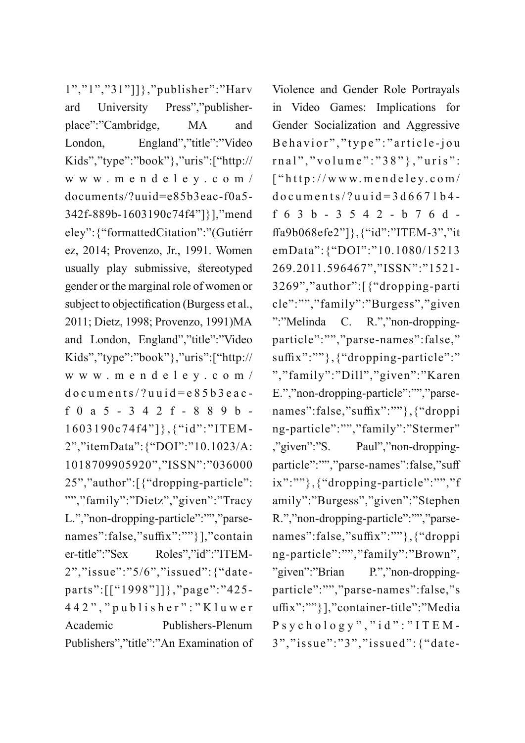1","1","31"]]},"publisher":"Harvard University Press","publisher-place":"Cambridge, MA and London, England","title":"Video Kids","type":"book"},"uris":["http://www.mendeley.com/documents/?uuid=e85b3eac-f0a5-342f-889b-1603190c74f4"]}],"mendeley":{"formattedCitation":"(Gutiérrez, 2014; Provenzo, Jr., 1991. Women usually play submissive, stereotyped gender or the marginal role of women or subject to objectification (Burgess et al., 2011; Dietz, 1998; Provenzo, 1991)MA and London, England","title":"Video Kids","type":"book"},"uris":["http://www.mendeley.com/documents/?uuid=e85b3eac-f0a5-342f-889b-1603190c74f4"]},{"id":"ITEM-2","itemData":{"DOI":"10.1023/A:1018709905920","ISSN":"03600025","author":[{"dropping-particle":"","family":"Dietz","given":"Tracy L.","non-dropping-particle":"","parse-names":false,"suffix":""}],"container-title":"Sex Roles","id":"ITEM-2","issue":"5/6","issued":{"date-parts":[["1998"]]},"page":"425-442","publisher":"Kluwer Academic Publishers-Plenum Publishers","title":"An Examination of Violence and Gender Role Portrayals in Video Games: Implications for Gender Socialization and Aggressive Behavior","type":"article-journal","volume":"38"},"uris":["http://www.mendeley.com/documents/?uuid=3d6671b4-f63b-3542-b76d-ffa9b068efe2"]},{"id":"ITEM-3","itemData":{"DOI":"10.1080/15213269.2011.596467","ISSN":"1521-3269","author":[{"dropping-particle":"","family":"Burgess","given":"Melinda C. R.","non-dropping-particle":"","parse-names":false,"suffix":""},{"dropping-particle":"","family":"Dill","given":"Karen E.","non-dropping-particle":"","parse-names":false,"suffix":""},{"dropping-particle":"","family":"Stermer","given":"S. Paul","non-dropping-particle":"","parse-names":false,"suffix":""},{"dropping-particle":"","family":"Burgess","given":"Stephen R.","non-dropping-particle":"","parse-names":false,"suffix":""},{"dropping-particle":"","family":"Brown","given":"Brian P.","non-dropping-particle":"","parse-names":false,"suffix":""}],"container-title":"Media Psychology","id":"ITEM-3","issue":"3","issued":{"date-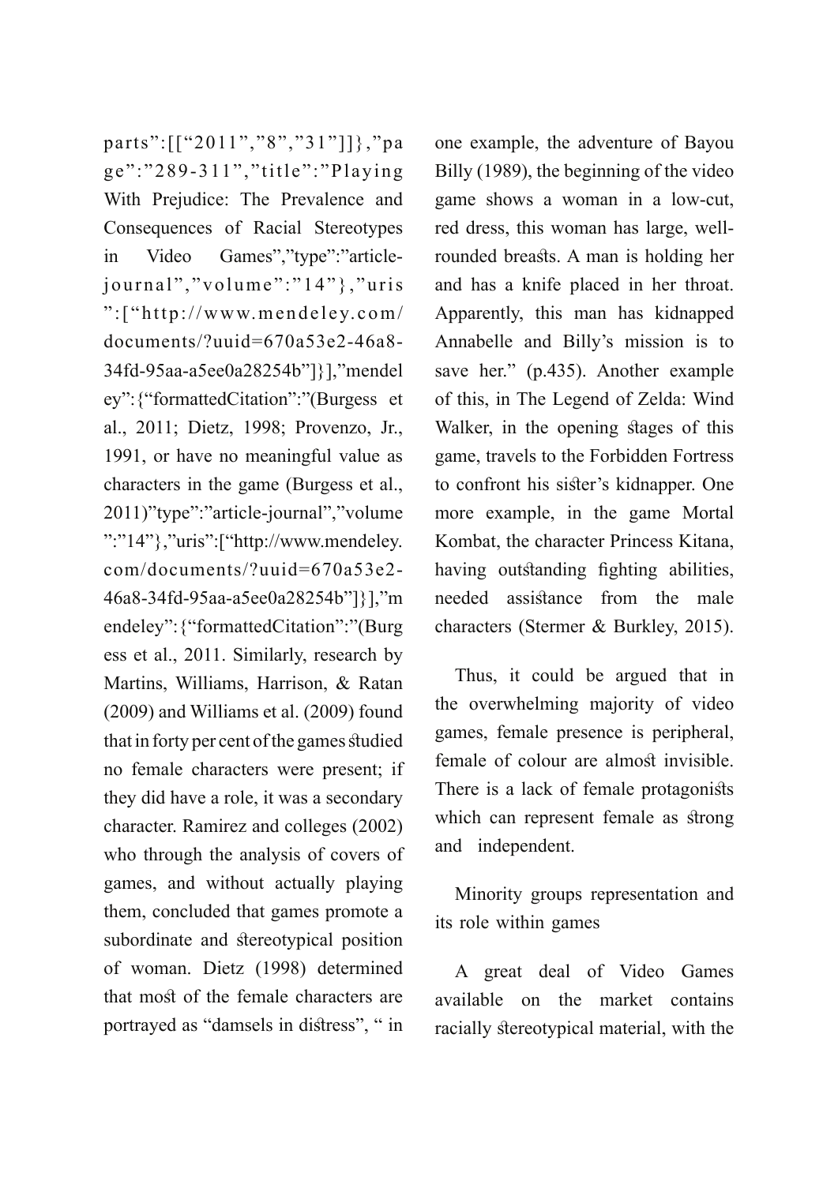parts":[["2011","8","31"]]},"page":"289-311","title":"Playing With Prejudice: The Prevalence and Consequences of Racial Stereotypes in Video Games","type":"article-journal","volume":"14"},"uris":["http://www.mendeley.com/documents/?uuid=670a53e2-46a8-34fd-95aa-a5ee0a28254b"]}],"mendeley":{"formattedCitation":"(Burgess et al., 2011; Dietz, 1998; Provenzo, Jr., 1991, or have no meaningful value as characters in the game (Burgess et al., 2011)"type":"article-journal","volume":"14"},"uris":["http://www.mendeley.com/documents/?uuid=670a53e2-46a8-34fd-95aa-a5ee0a28254b"]}],"mendeley":{"formattedCitation":"(Burgess et al., 2011. Similarly, research by Martins, Williams, Harrison, & Ratan (2009) and Williams et al. (2009) found that in forty per cent of the games studied no female characters were present; if they did have a role, it was a secondary character. Ramirez and colleges (2002) who through the analysis of covers of games, and without actually playing them, concluded that games promote a subordinate and stereotypical position of woman. Dietz (1998) determined that most of the female characters are portrayed as "damsels in distress", " in one example, the adventure of Bayou Billy (1989), the beginning of the video game shows a woman in a low-cut, red dress, this woman has large, well-rounded breasts. A man is holding her and has a knife placed in her throat. Apparently, this man has kidnapped Annabelle and Billy's mission is to save her." (p.435). Another example of this, in The Legend of Zelda: Wind Walker, in the opening stages of this game, travels to the Forbidden Fortress to confront his sister's kidnapper. One more example, in the game Mortal Kombat, the character Princess Kitana, having outstanding fighting abilities, needed assistance from the male characters (Stermer & Burkley, 2015).

Thus, it could be argued that in the overwhelming majority of video games, female presence is peripheral, female of colour are almost invisible. There is a lack of female protagonists which can represent female as strong and independent.

## Minority groups representation and its role within games

A great deal of Video Games available on the market contains racially stereotypical material, with the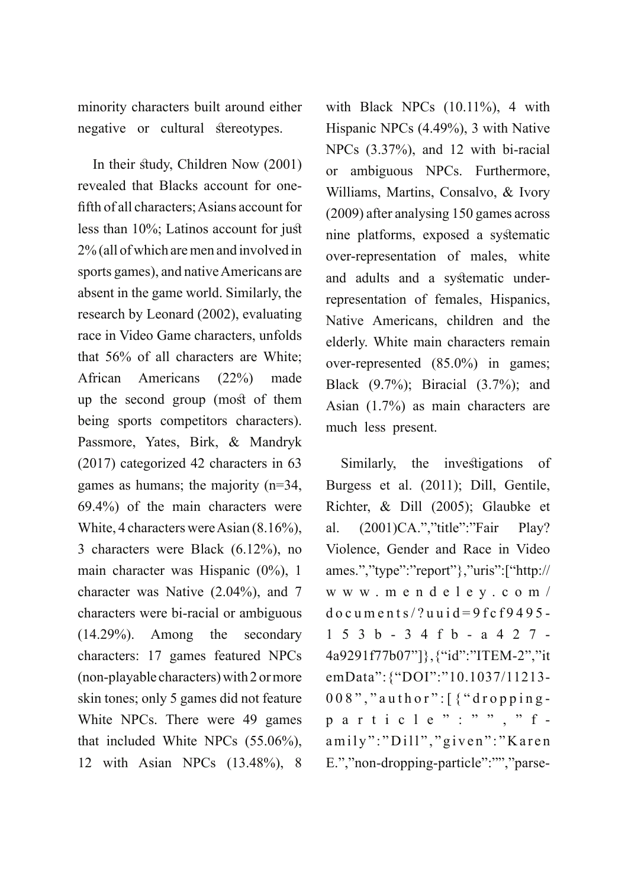minority characters built around either negative or cultural stereotypes.

In their study, Children Now (2001) revealed that Blacks account for one-fifth of all characters; Asians account for less than 10%; Latinos account for just 2% (all of which are men and involved in sports games), and native Americans are absent in the game world. Similarly, the research by Leonard (2002), evaluating race in Video Game characters, unfolds that 56% of all characters are White; African Americans (22%) made up the second group (most of them being sports competitors characters). Passmore, Yates, Birk, & Mandryk (2017) categorized 42 characters in 63 games as humans; the majority (n=34, 69.4%) of the main characters were White, 4 characters were Asian (8.16%), 3 characters were Black (6.12%), no main character was Hispanic (0%), 1 character was Native (2.04%), and 7 characters were bi-racial or ambiguous (14.29%). Among the secondary characters: 17 games featured NPCs (non-playable characters) with 2 or more skin tones; only 5 games did not feature White NPCs. There were 49 games that included White NPCs (55.06%), 12 with Asian NPCs (13.48%), 8 with Black NPCs (10.11%), 4 with Hispanic NPCs (4.49%), 3 with Native NPCs (3.37%), and 12 with bi-racial or ambiguous NPCs. Furthermore, Williams, Martins, Consalvo, & Ivory (2009) after analysing 150 games across nine platforms, exposed a systematic over-representation of males, white and adults and a systematic under-representation of females, Hispanics, Native Americans, children and the elderly. White main characters remain over-represented (85.0%) in games; Black (9.7%); Biracial (3.7%); and Asian (1.7%) as main characters are much less present.

Similarly, the investigations of Burgess et al. (2011); Dill, Gentile, Richter, & Dill (2005); Glaubke et al. (2001)CA.","title":"Fair Play? Violence, Gender and Race in Video ames.","type":"report"},"uris":["http://www.mendeley.com/documents/?uuid=9fcf9495-153b-34fb-a427-4a9291f77b07"]},{"id":"ITEM-2","itemData":{"DOI":"10.1037/11213-008","author":[{"dropping-particle":"","family":"Dill","given":"Karen E.","non-dropping-particle":"","parse-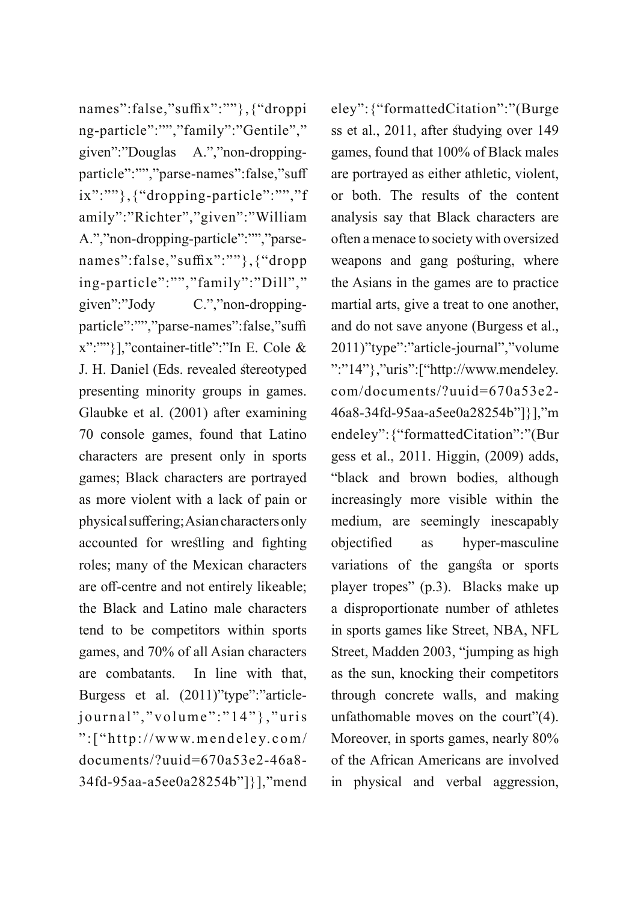names":false,"suffix":""},{"dropping-particle":"","family":"Gentile","given":"Douglas A.","non-dropping-particle":"","parse-names":false,"suffix":""},{"dropping-particle":"","family":"Richter","given":"William A.","non-dropping-particle":"","parse-names":false,"suffix":""},{"dropping-particle":"","family":"Dill","given":"Jody C.","non-dropping-particle":"","parse-names":false,"suffix":""}],"container-title":"In E. Cole & J. H. Daniel (Eds. revealed stereotyped presenting minority groups in games. Glaubke et al. (2001) after examining 70 console games, found that Latino characters are present only in sports games; Black characters are portrayed as more violent with a lack of pain or physical suffering; Asian characters only accounted for wrestling and fighting roles; many of the Mexican characters are off-centre and not entirely likeable; the Black and Latino male characters tend to be competitors within sports games, and 70% of all Asian characters are combatants. In line with that, Burgess et al. (2011)"type":"article-journal","volume":"14"},"uris":["http://www.mendeley.com/documents/?uuid=670a53e2-46a8-34fd-95aa-a5ee0a28254b"]}],"mendeley":{"formattedCitation":"(Burgess et al., 2011, after studying over 149 games, found that 100% of Black males are portrayed as either athletic, violent, or both. The results of the content analysis say that Black characters are often a menace to society with oversized weapons and gang posturing, where the Asians in the games are to practice martial arts, give a treat to one another, and do not save anyone (Burgess et al., 2011)"type":"article-journal","volume":"14"},"uris":["http://www.mendeley.com/documents/?uuid=670a53e2-46a8-34fd-95aa-a5ee0a28254b"]}],"mendeley":{"formattedCitation":"(Burgess et al., 2011. Higgin, (2009) adds, "black and brown bodies, although increasingly more visible within the medium, are seemingly inescapably objectified as hyper-masculine variations of the gangsta or sports player tropes" (p.3). Blacks make up a disproportionate number of athletes in sports games like Street, NBA, NFL Street, Madden 2003, "jumping as high as the sun, knocking their competitors through concrete walls, and making unfathomable moves on the court"(4). Moreover, in sports games, nearly 80% of the African Americans are involved in physical and verbal aggression,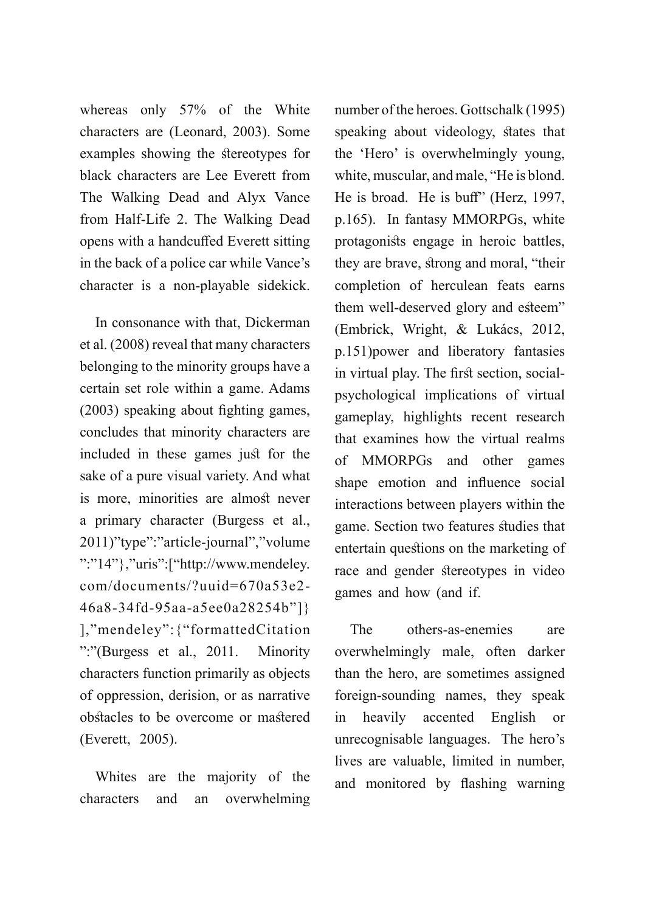whereas only 57% of the White characters are (Leonard, 2003). Some examples showing the stereotypes for black characters are Lee Everett from The Walking Dead and Alyx Vance from Half-Life 2. The Walking Dead opens with a handcuffed Everett sitting in the back of a police car while Vance's character is a non-playable sidekick.

In consonance with that, Dickerman et al. (2008) reveal that many characters belonging to the minority groups have a certain set role within a game. Adams (2003) speaking about fighting games, concludes that minority characters are included in these games just for the sake of a pure visual variety. And what is more, minorities are almost never a primary character (Burgess et al., 2011)"type":"article-journal","volume":"14"},"uris":["http://www.mendeley.com/documents/?uuid=670a53e2-46a8-34fd-95aa-a5ee0a28254b"]}],"mendeley":{"formattedCitation":"(Burgess et al., 2011. Minority characters function primarily as objects of oppression, derision, or as narrative obstacles to be overcome or mastered (Everett, 2005).

Whites are the majority of the characters and an overwhelming number of the heroes. Gottschalk (1995) speaking about videology, states that the 'Hero' is overwhelmingly young, white, muscular, and male, "He is blond. He is broad. He is buff" (Herz, 1997, p.165). In fantasy MMORPGs, white protagonists engage in heroic battles, they are brave, strong and moral, "their completion of herculean feats earns them well-deserved glory and esteem" (Embrick, Wright, & Lukács, 2012, p.151)power and liberatory fantasies in virtual play. The first section, social-psychological implications of virtual gameplay, highlights recent research that examines how the virtual realms of MMORPGs and other games shape emotion and influence social interactions between players within the game. Section two features studies that entertain questions on the marketing of race and gender stereotypes in video games and how (and if.

The others-as-enemies are overwhelmingly male, often darker than the hero, are sometimes assigned foreign-sounding names, they speak in heavily accented English or unrecognisable languages. The hero's lives are valuable, limited in number, and monitored by flashing warning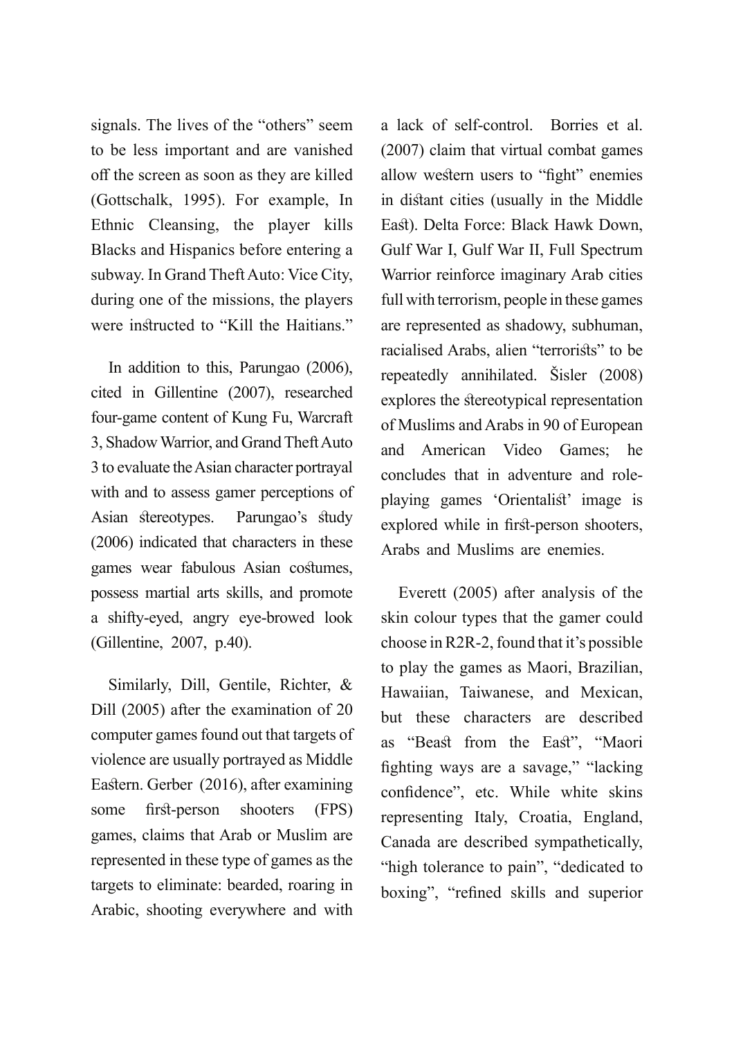signals. The lives of the "others" seem to be less important and are vanished off the screen as soon as they are killed (Gottschalk, 1995). For example, In Ethnic Cleansing, the player kills Blacks and Hispanics before entering a subway. In Grand Theft Auto: Vice City, during one of the missions, the players were instructed to "Kill the Haitians."

In addition to this, Parungao (2006), cited in Gillentine (2007), researched four-game content of Kung Fu, Warcraft 3, Shadow Warrior, and Grand Theft Auto 3 to evaluate the Asian character portrayal with and to assess gamer perceptions of Asian stereotypes. Parungao's study (2006) indicated that characters in these games wear fabulous Asian costumes, possess martial arts skills, and promote a shifty-eyed, angry eye-browed look (Gillentine, 2007, p.40).

Similarly, Dill, Gentile, Richter, & Dill (2005) after the examination of 20 computer games found out that targets of violence are usually portrayed as Middle Eastern. Gerber (2016), after examining some first-person shooters (FPS) games, claims that Arab or Muslim are represented in these type of games as the targets to eliminate: bearded, roaring in Arabic, shooting everywhere and with a lack of self-control. Borries et al. (2007) claim that virtual combat games allow western users to "fight" enemies in distant cities (usually in the Middle East). Delta Force: Black Hawk Down, Gulf War I, Gulf War II, Full Spectrum Warrior reinforce imaginary Arab cities full with terrorism, people in these games are represented as shadowy, subhuman, racialised Arabs, alien "terrorists" to be repeatedly annihilated. Šisler (2008) explores the stereotypical representation of Muslims and Arabs in 90 of European and American Video Games; he concludes that in adventure and role-playing games 'Orientalist' image is explored while in first-person shooters, Arabs and Muslims are enemies.

Everett (2005) after analysis of the skin colour types that the gamer could choose in R2R-2, found that it's possible to play the games as Maori, Brazilian, Hawaiian, Taiwanese, and Mexican, but these characters are described as "Beast from the East", "Maori fighting ways are a savage," "lacking confidence", etc. While white skins representing Italy, Croatia, England, Canada are described sympathetically, "high tolerance to pain", "dedicated to boxing", "refined skills and superior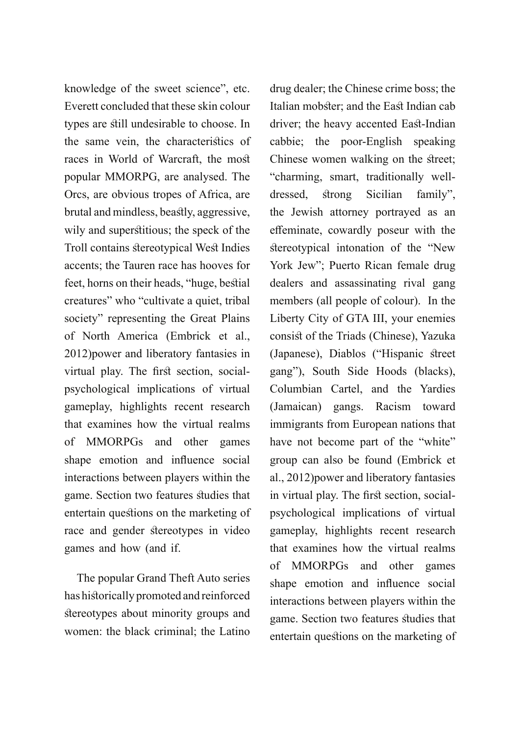knowledge of the sweet science", etc. Everett concluded that these skin colour types are still undesirable to choose. In the same vein, the characteristics of races in World of Warcraft, the most popular MMORPG, are analysed. The Orcs, are obvious tropes of Africa, are brutal and mindless, beastly, aggressive, wily and superstitious; the speck of the Troll contains stereotypical West Indies accents; the Tauren race has hooves for feet, horns on their heads, "huge, bestial creatures" who "cultivate a quiet, tribal society" representing the Great Plains of North America (Embrick et al., 2012)power and liberatory fantasies in virtual play. The first section, social-psychological implications of virtual gameplay, highlights recent research that examines how the virtual realms of MMORPGs and other games shape emotion and influence social interactions between players within the game. Section two features studies that entertain questions on the marketing of race and gender stereotypes in video games and how (and if.

The popular Grand Theft Auto series has historically promoted and reinforced stereotypes about minority groups and women: the black criminal; the Latino drug dealer; the Chinese crime boss; the Italian mobster; and the East Indian cab driver; the heavy accented East-Indian cabbie; the poor-English speaking Chinese women walking on the street; "charming, smart, traditionally well-dressed, strong Sicilian family", the Jewish attorney portrayed as an effeminate, cowardly poseur with the stereotypical intonation of the "New York Jew"; Puerto Rican female drug dealers and assassinating rival gang members (all people of colour). In the Liberty City of GTA III, your enemies consist of the Triads (Chinese), Yazuka (Japanese), Diablos ("Hispanic street gang"), South Side Hoods (blacks), Columbian Cartel, and the Yardies (Jamaican) gangs. Racism toward immigrants from European nations that have not become part of the "white" group can also be found (Embrick et al., 2012)power and liberatory fantasies in virtual play. The first section, social-psychological implications of virtual gameplay, highlights recent research that examines how the virtual realms of MMORPGs and other games shape emotion and influence social interactions between players within the game. Section two features studies that entertain questions on the marketing of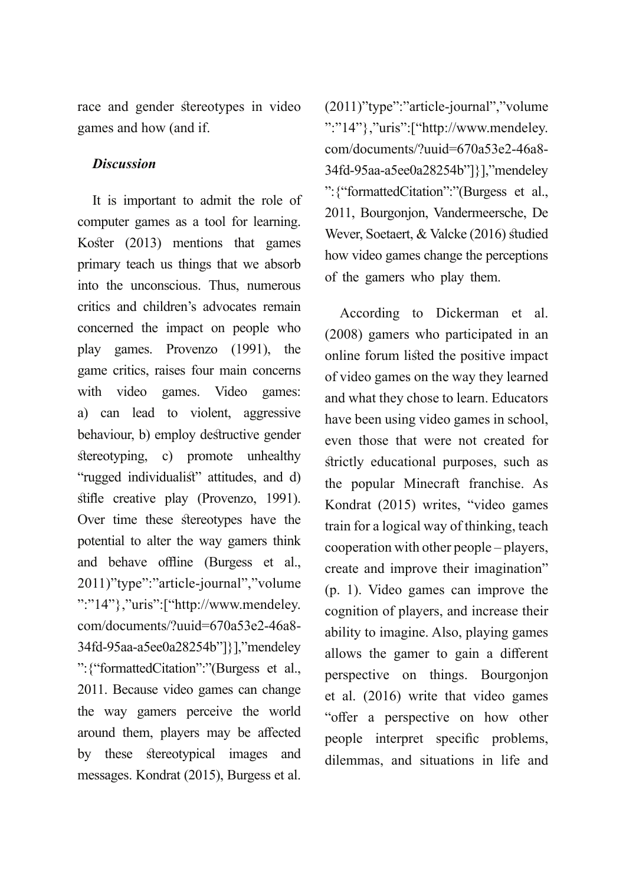race and gender stereotypes in video games and how (and if.

### *Discussion*

It is important to admit the role of computer games as a tool for learning. Koster (2013) mentions that games primary teach us things that we absorb into the unconscious. Thus, numerous critics and children's advocates remain concerned the impact on people who play games. Provenzo (1991), the game critics, raises four main concerns with video games. Video games: a) can lead to violent, aggressive behaviour, b) employ destructive gender stereotyping, c) promote unhealthy "rugged individualist" attitudes, and d) stifle creative play (Provenzo, 1991). Over time these stereotypes have the potential to alter the way gamers think and behave offline (Burgess et al., 2011)"type":"article-journal","volume":"14"},"uris":["http://www.mendeley.com/documents/?uuid=670a53e2-46a8-34fd-95aa-a5ee0a28254b"]}],"mendeley":{"formattedCitation":"(Burgess et al., 2011. Because video games can change the way gamers perceive the world around them, players may be affected by these stereotypical images and messages. Kondrat (2015), Burgess et al. (2011)"type":"article-journal","volume":"14"},"uris":["http://www.mendeley.com/documents/?uuid=670a53e2-46a8-34fd-95aa-a5ee0a28254b"]}],"mendeley":{"formattedCitation":"(Burgess et al., 2011, Bourgonjon, Vandermeersche, De Wever, Soetaert, & Valcke (2016) studied how video games change the perceptions of the gamers who play them.

According to Dickerman et al. (2008) gamers who participated in an online forum listed the positive impact of video games on the way they learned and what they chose to learn. Educators have been using video games in school, even those that were not created for strictly educational purposes, such as the popular Minecraft franchise. As Kondrat (2015) writes, "video games train for a logical way of thinking, teach cooperation with other people – players, create and improve their imagination" (p. 1). Video games can improve the cognition of players, and increase their ability to imagine. Also, playing games allows the gamer to gain a different perspective on things. Bourgonjon et al. (2016) write that video games "offer a perspective on how other people interpret specific problems, dilemmas, and situations in life and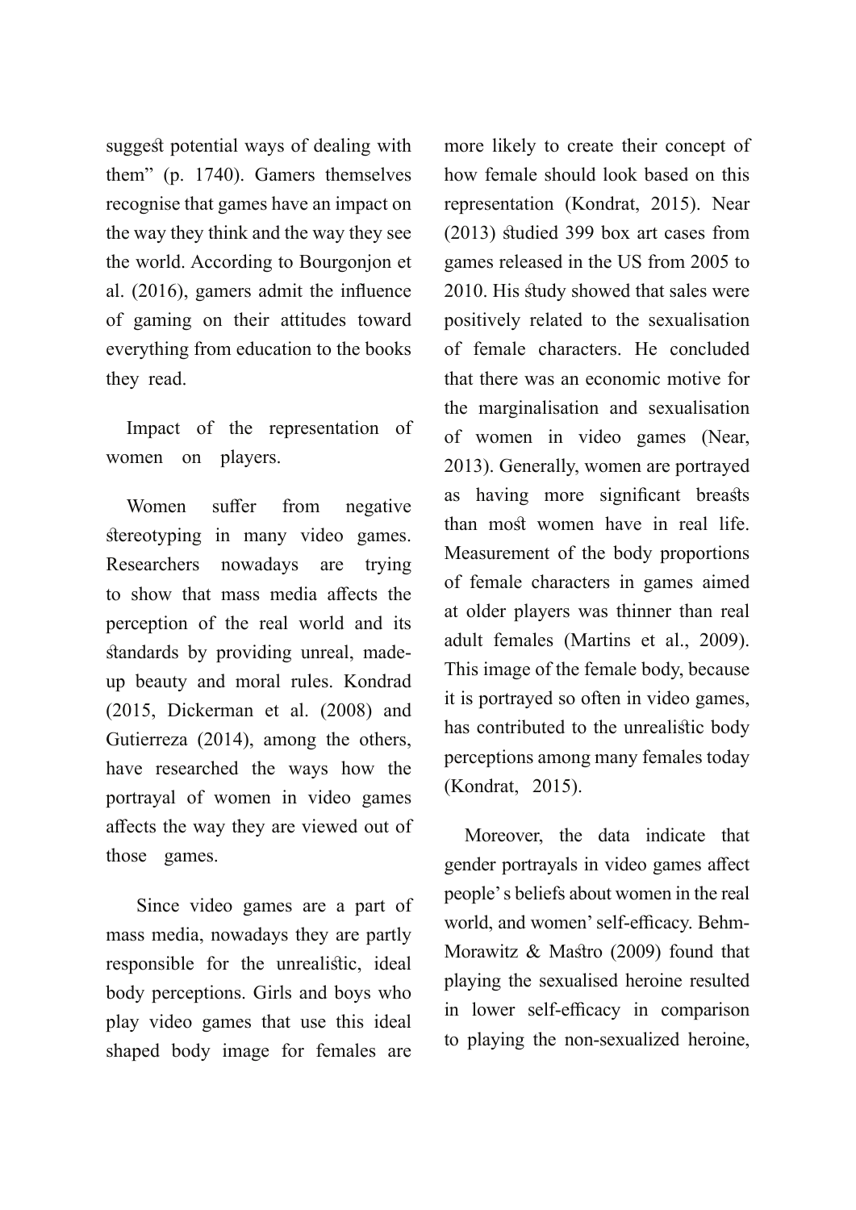suggest potential ways of dealing with them" (p. 1740). Gamers themselves recognise that games have an impact on the way they think and the way they see the world. According to Bourgonjon et al. (2016), gamers admit the influence of gaming on their attitudes toward everything from education to the books they read.

### Impact of the representation of women on players.

Women suffer from negative stereotyping in many video games. Researchers nowadays are trying to show that mass media affects the perception of the real world and its standards by providing unreal, made-up beauty and moral rules. Kondrad (2015, Dickerman et al. (2008) and Gutierreza (2014), among the others, have researched the ways how the portrayal of women in video games affects the way they are viewed out of those games.

Since video games are a part of mass media, nowadays they are partly responsible for the unrealistic, ideal body perceptions. Girls and boys who play video games that use this ideal shaped body image for females are more likely to create their concept of how female should look based on this representation (Kondrat, 2015). Near (2013) studied 399 box art cases from games released in the US from 2005 to 2010. His study showed that sales were positively related to the sexualisation of female characters. He concluded that there was an economic motive for the marginalisation and sexualisation of women in video games (Near, 2013). Generally, women are portrayed as having more significant breasts than most women have in real life. Measurement of the body proportions of female characters in games aimed at older players was thinner than real adult females (Martins et al., 2009). This image of the female body, because it is portrayed so often in video games, has contributed to the unrealistic body perceptions among many females today (Kondrat, 2015).

Moreover, the data indicate that gender portrayals in video games affect people's beliefs about women in the real world, and women' self-efficacy. Behm-Morawitz & Mastro (2009) found that playing the sexualised heroine resulted in lower self-efficacy in comparison to playing the non-sexualized heroine,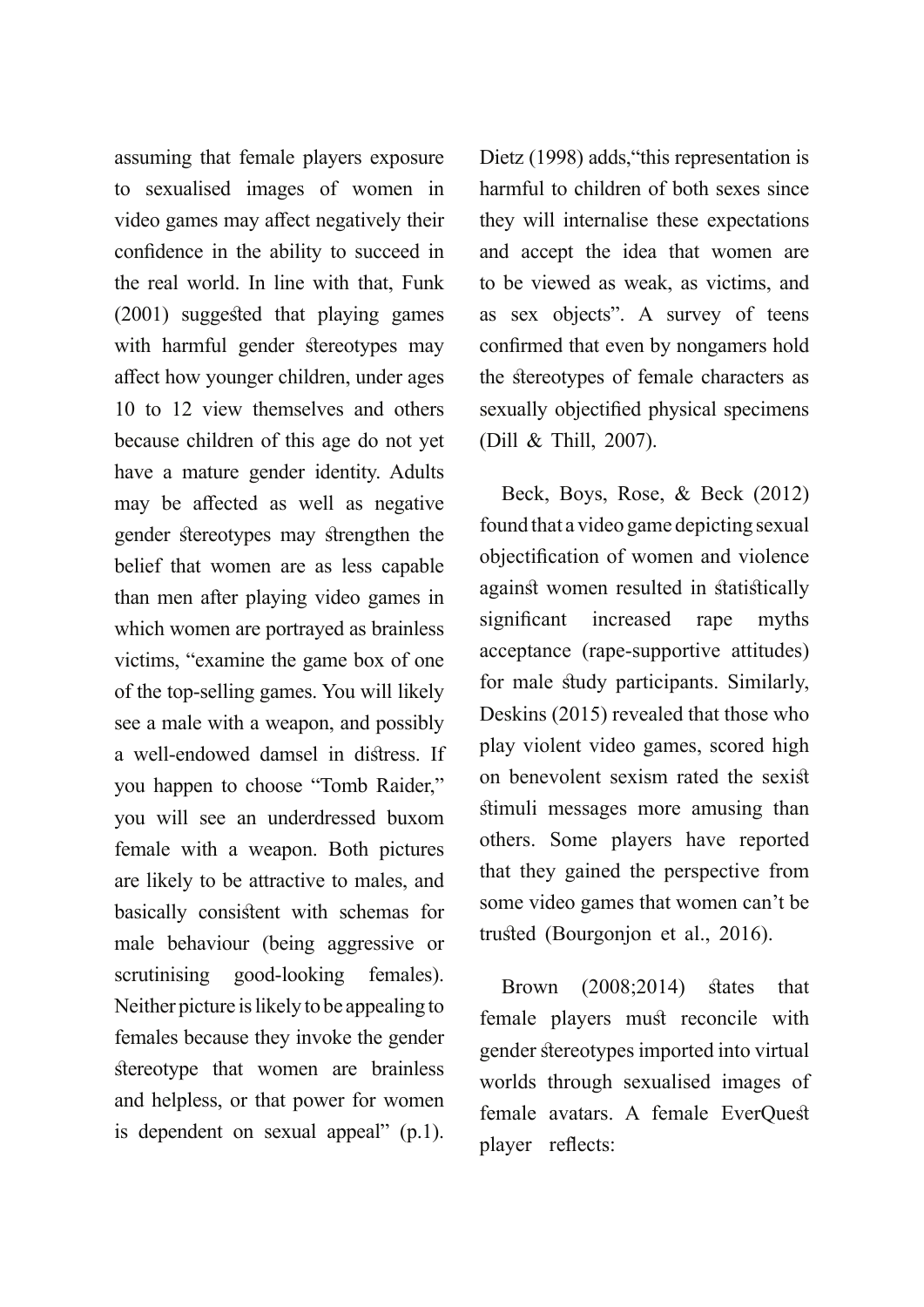assuming that female players exposure to sexualised images of women in video games may affect negatively their confidence in the ability to succeed in the real world. In line with that, Funk (2001) suggested that playing games with harmful gender stereotypes may affect how younger children, under ages 10 to 12 view themselves and others because children of this age do not yet have a mature gender identity. Adults may be affected as well as negative gender stereotypes may strengthen the belief that women are as less capable than men after playing video games in which women are portrayed as brainless victims, "examine the game box of one of the top-selling games. You will likely see a male with a weapon, and possibly a well-endowed damsel in distress. If you happen to choose "Tomb Raider," you will see an underdressed buxom female with a weapon. Both pictures are likely to be attractive to males, and basically consistent with schemas for male behaviour (being aggressive or scrutinising good-looking females). Neither picture is likely to be appealing to females because they invoke the gender stereotype that women are brainless and helpless, or that power for women is dependent on sexual appeal" (p.1). Dietz (1998) adds,"this representation is harmful to children of both sexes since they will internalise these expectations and accept the idea that women are to be viewed as weak, as victims, and as sex objects". A survey of teens confirmed that even by nongamers hold the stereotypes of female characters as sexually objectified physical specimens (Dill & Thill, 2007).

Beck, Boys, Rose, & Beck (2012) found that a video game depicting sexual objectification of women and violence against women resulted in statistically significant increased rape myths acceptance (rape-supportive attitudes) for male study participants. Similarly, Deskins (2015) revealed that those who play violent video games, scored high on benevolent sexism rated the sexist stimuli messages more amusing than others. Some players have reported that they gained the perspective from some video games that women can't be trusted (Bourgonjon et al., 2016).

Brown (2008;2014) states that female players must reconcile with gender stereotypes imported into virtual worlds through sexualised images of female avatars. A female EverQuest player reflects: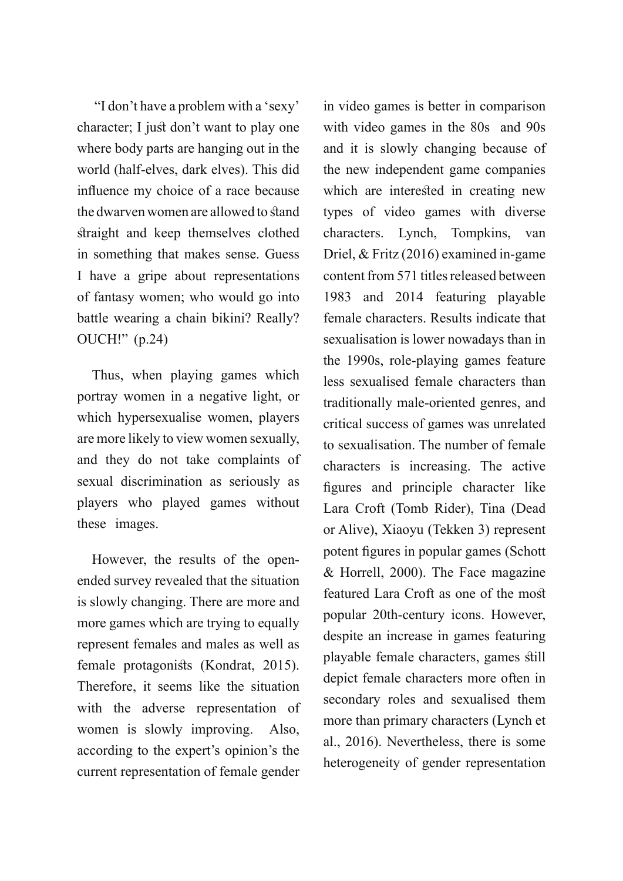"I don't have a problem with a 'sexy' character; I just don't want to play one where body parts are hanging out in the world (half-elves, dark elves). This did influence my choice of a race because the dwarven women are allowed to stand straight and keep themselves clothed in something that makes sense. Guess I have a gripe about representations of fantasy women; who would go into battle wearing a chain bikini? Really? OUCH!" (p.24)

Thus, when playing games which portray women in a negative light, or which hypersexualise women, players are more likely to view women sexually, and they do not take complaints of sexual discrimination as seriously as players who played games without these images.

However, the results of the open-ended survey revealed that the situation is slowly changing. There are more and more games which are trying to equally represent females and males as well as female protagonists (Kondrat, 2015). Therefore, it seems like the situation with the adverse representation of women is slowly improving. Also, according to the expert's opinion's the current representation of female gender in video games is better in comparison with video games in the 80s and 90s and it is slowly changing because of the new independent game companies which are interested in creating new types of video games with diverse characters. Lynch, Tompkins, van Driel, & Fritz (2016) examined in-game content from 571 titles released between 1983 and 2014 featuring playable female characters. Results indicate that sexualisation is lower nowadays than in the 1990s, role-playing games feature less sexualised female characters than traditionally male-oriented genres, and critical success of games was unrelated to sexualisation. The number of female characters is increasing. The active figures and principle character like Lara Croft (Tomb Rider), Tina (Dead or Alive), Xiaoyu (Tekken 3) represent potent figures in popular games (Schott & Horrell, 2000). The Face magazine featured Lara Croft as one of the most popular 20th-century icons. However, despite an increase in games featuring playable female characters, games still depict female characters more often in secondary roles and sexualised them more than primary characters (Lynch et al., 2016). Nevertheless, there is some heterogeneity of gender representation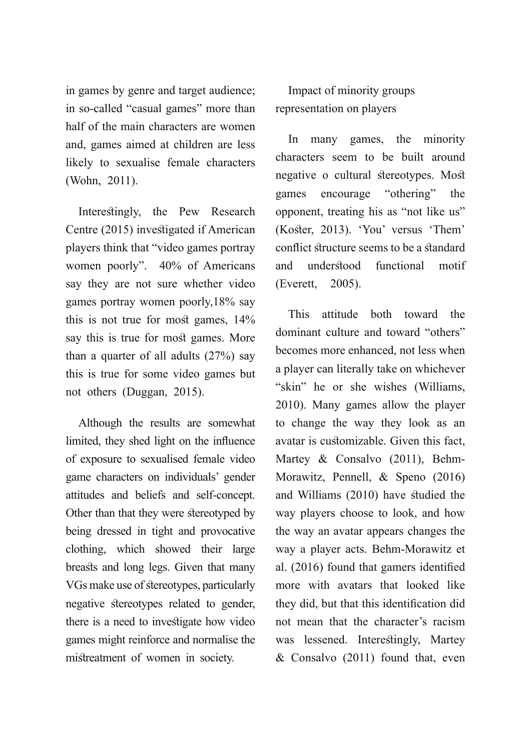in games by genre and target audience; in so-called "casual games" more than half of the main characters are women and, games aimed at children are less likely to sexualise female characters (Wohn, 2011).

Interestingly, the Pew Research Centre (2015) investigated if American players think that "video games portray women poorly". 40% of Americans say they are not sure whether video games portray women poorly,18% say this is not true for most games, 14% say this is true for most games. More than a quarter of all adults (27%) say this is true for some video games but not others (Duggan, 2015).

Although the results are somewhat limited, they shed light on the influence of exposure to sexualised female video game characters on individuals' gender attitudes and beliefs and self-concept. Other than that they were stereotyped by being dressed in tight and provocative clothing, which showed their large breasts and long legs. Given that many VGs make use of stereotypes, particularly negative stereotypes related to gender, there is a need to investigate how video games might reinforce and normalise the mistreatment of women in society.

## Impact of minority groups representation on players

In many games, the minority characters seem to be built around negative o cultural stereotypes. Most games encourage "othering" the opponent, treating his as "not like us" (Koster, 2013). 'You' versus 'Them' conflict structure seems to be a standard and understood functional motif (Everett, 2005).

This attitude both toward the dominant culture and toward "others" becomes more enhanced, not less when a player can literally take on whichever "skin" he or she wishes (Williams, 2010). Many games allow the player to change the way they look as an avatar is customizable. Given this fact, Martey & Consalvo (2011), Behm-Morawitz, Pennell, & Speno (2016) and Williams (2010) have studied the way players choose to look, and how the way an avatar appears changes the way a player acts. Behm-Morawitz et al. (2016) found that gamers identified more with avatars that looked like they did, but that this identification did not mean that the character's racism was lessened. Interestingly, Martey & Consalvo (2011) found that, even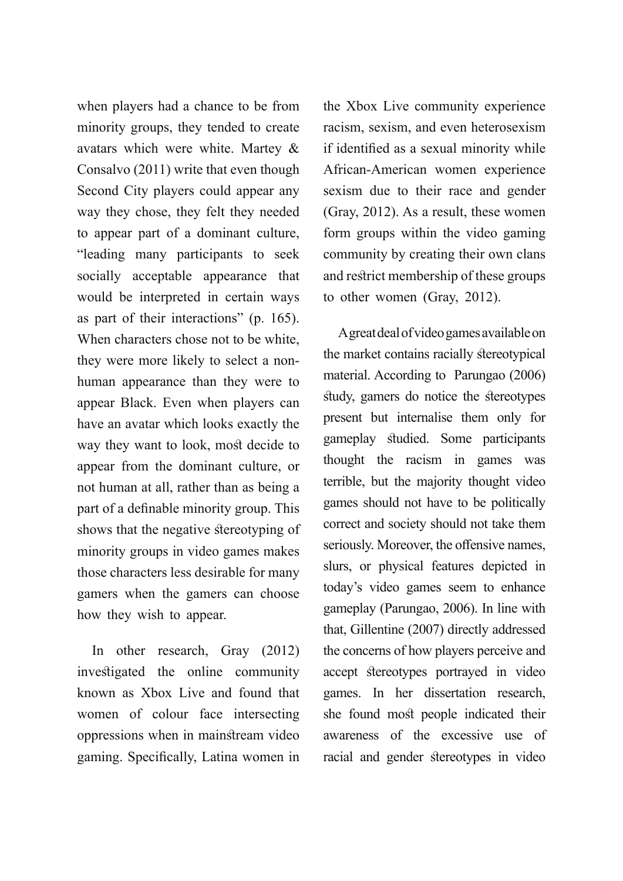when players had a chance to be from minority groups, they tended to create avatars which were white. Martey & Consalvo (2011) write that even though Second City players could appear any way they chose, they felt they needed to appear part of a dominant culture, "leading many participants to seek socially acceptable appearance that would be interpreted in certain ways as part of their interactions" (p. 165). When characters chose not to be white, they were more likely to select a non-human appearance than they were to appear Black. Even when players can have an avatar which looks exactly the way they want to look, most decide to appear from the dominant culture, or not human at all, rather than as being a part of a definable minority group. This shows that the negative stereotyping of minority groups in video games makes those characters less desirable for many gamers when the gamers can choose how they wish to appear.

In other research, Gray (2012) investigated the online community known as Xbox Live and found that women of colour face intersecting oppressions when in mainstream video gaming. Specifically, Latina women in the Xbox Live community experience racism, sexism, and even heterosexism if identified as a sexual minority while African-American women experience sexism due to their race and gender (Gray, 2012). As a result, these women form groups within the video gaming community by creating their own clans and restrict membership of these groups to other women (Gray, 2012).

A great deal of video games available on the market contains racially stereotypical material. According to Parungao (2006) study, gamers do notice the stereotypes present but internalise them only for gameplay studied. Some participants thought the racism in games was terrible, but the majority thought video games should not have to be politically correct and society should not take them seriously. Moreover, the offensive names, slurs, or physical features depicted in today's video games seem to enhance gameplay (Parungao, 2006). In line with that, Gillentine (2007) directly addressed the concerns of how players perceive and accept stereotypes portrayed in video games. In her dissertation research, she found most people indicated their awareness of the excessive use of racial and gender stereotypes in video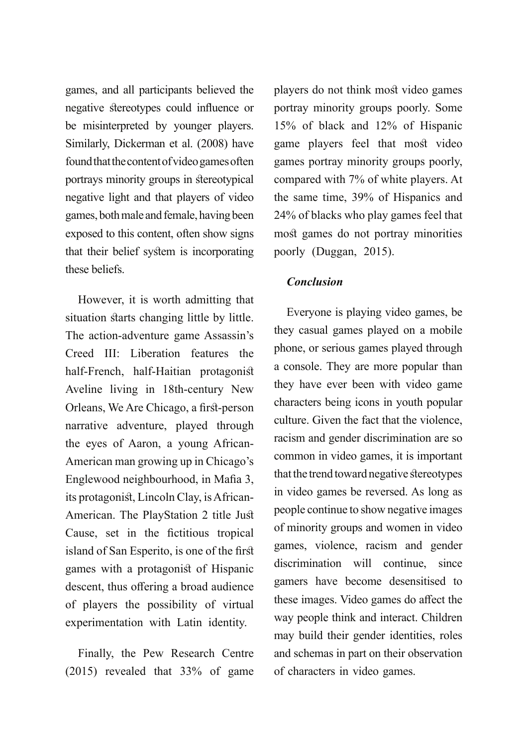games, and all participants believed the negative stereotypes could influence or be misinterpreted by younger players. Similarly, Dickerman et al. (2008) have found that the content of video games often portrays minority groups in stereotypical negative light and that players of video games, both male and female, having been exposed to this content, often show signs that their belief system is incorporating these beliefs.

However, it is worth admitting that situation starts changing little by little. The action-adventure game Assassin's Creed III: Liberation features the half-French, half-Haitian protagonist Aveline living in 18th-century New Orleans, We Are Chicago, a first-person narrative adventure, played through the eyes of Aaron, a young African-American man growing up in Chicago's Englewood neighbourhood, in Mafia 3, its protagonist, Lincoln Clay, is African-American. The PlayStation 2 title Just Cause, set in the fictitious tropical island of San Esperito, is one of the first games with a protagonist of Hispanic descent, thus offering a broad audience of players the possibility of virtual experimentation with Latin identity.

Finally, the Pew Research Centre (2015) revealed that 33% of game players do not think most video games portray minority groups poorly. Some 15% of black and 12% of Hispanic game players feel that most video games portray minority groups poorly, compared with 7% of white players. At the same time, 39% of Hispanics and 24% of blacks who play games feel that most games do not portray minorities poorly (Duggan, 2015).

### *Conclusion*

Everyone is playing video games, be they casual games played on a mobile phone, or serious games played through a console. They are more popular than they have ever been with video game characters being icons in youth popular culture. Given the fact that the violence, racism and gender discrimination are so common in video games, it is important that the trend toward negative stereotypes in video games be reversed. As long as people continue to show negative images of minority groups and women in video games, violence, racism and gender discrimination will continue, since gamers have become desensitised to these images. Video games do affect the way people think and interact. Children may build their gender identities, roles and schemas in part on their observation of characters in video games.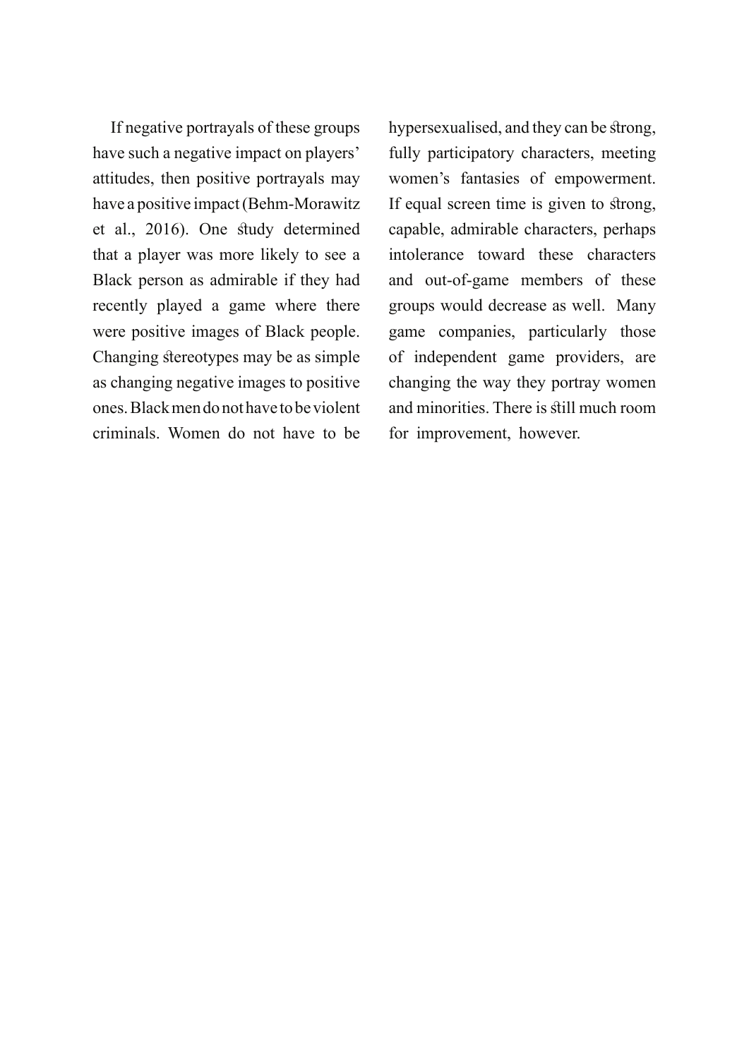If negative portrayals of these groups have such a negative impact on players' attitudes, then positive portrayals may have a positive impact (Behm-Morawitz et al., 2016). One study determined that a player was more likely to see a Black person as admirable if they had recently played a game where there were positive images of Black people. Changing stereotypes may be as simple as changing negative images to positive ones. Black men do not have to be violent criminals. Women do not have to be hypersexualised, and they can be strong, fully participatory characters, meeting women's fantasies of empowerment. If equal screen time is given to strong, capable, admirable characters, perhaps intolerance toward these characters and out-of-game members of these groups would decrease as well. Many game companies, particularly those of independent game providers, are changing the way they portray women and minorities. There is still much room for improvement, however.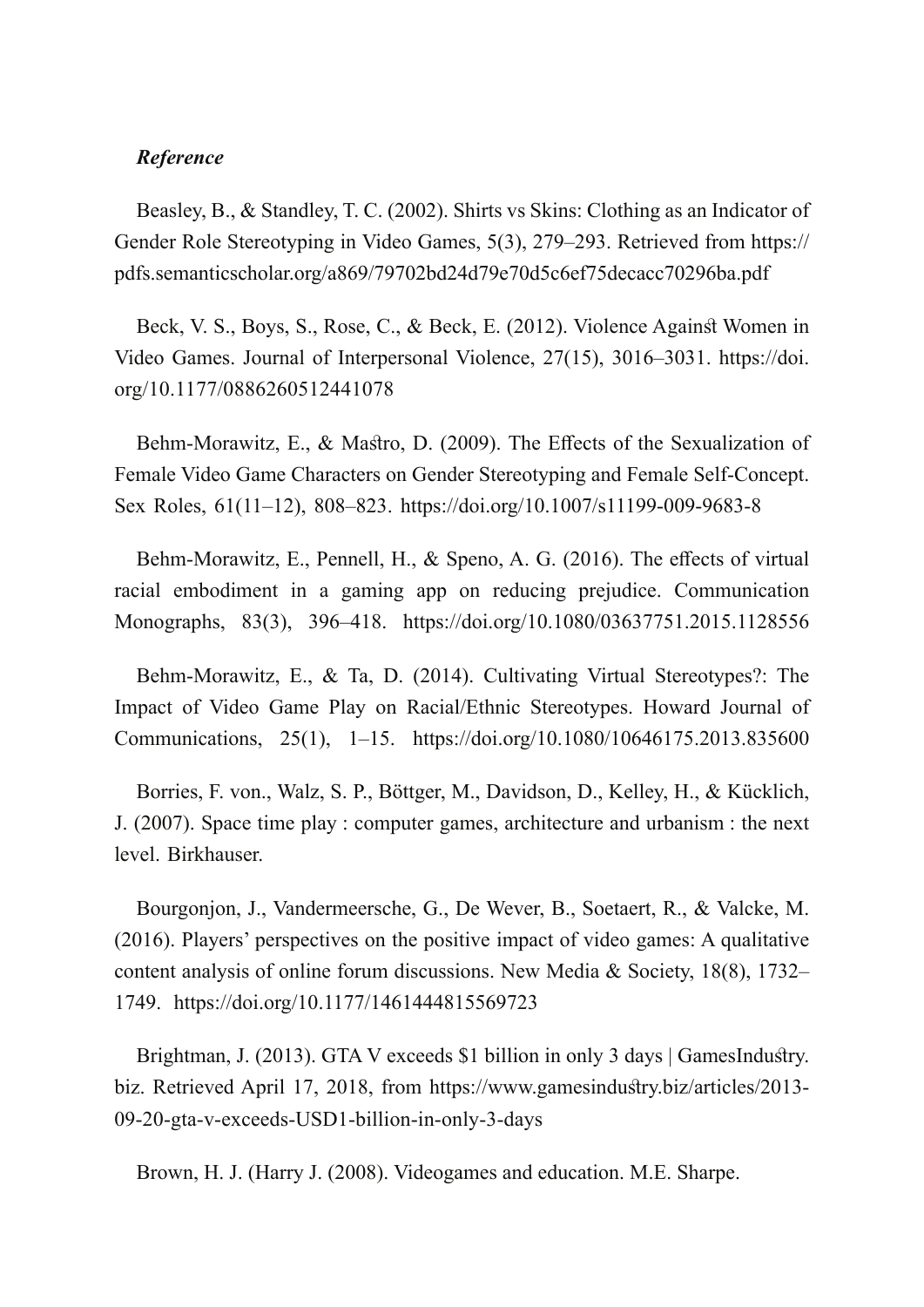*Reference*

Beasley, B., & Standley, T. C. (2002). Shirts vs Skins: Clothing as an Indicator of Gender Role Stereotyping in Video Games, 5(3), 279–293. Retrieved from https://pdfs.semanticscholar.org/a869/79702bd24d79e70d5c6ef75decacc70296ba.pdf

Beck, V. S., Boys, S., Rose, C., & Beck, E. (2012). Violence Against Women in Video Games. Journal of Interpersonal Violence, 27(15), 3016–3031. https://doi.org/10.1177/0886260512441078

Behm-Morawitz, E., & Mastro, D. (2009). The Effects of the Sexualization of Female Video Game Characters on Gender Stereotyping and Female Self-Concept. Sex Roles, 61(11–12), 808–823. https://doi.org/10.1007/s11199-009-9683-8

Behm-Morawitz, E., Pennell, H., & Speno, A. G. (2016). The effects of virtual racial embodiment in a gaming app on reducing prejudice. Communication Monographs, 83(3), 396–418. https://doi.org/10.1080/03637751.2015.1128556

Behm-Morawitz, E., & Ta, D. (2014). Cultivating Virtual Stereotypes?: The Impact of Video Game Play on Racial/Ethnic Stereotypes. Howard Journal of Communications, 25(1), 1–15. https://doi.org/10.1080/10646175.2013.835600

Borries, F. von., Walz, S. P., Böttger, M., Davidson, D., Kelley, H., & Kücklich, J. (2007). Space time play : computer games, architecture and urbanism : the next level. Birkhauser.

Bourgonjon, J., Vandermeersche, G., De Wever, B., Soetaert, R., & Valcke, M. (2016). Players' perspectives on the positive impact of video games: A qualitative content analysis of online forum discussions. New Media & Society, 18(8), 1732–1749. https://doi.org/10.1177/1461444815569723

Brightman, J. (2013). GTA V exceeds $1 billion in only 3 days | GamesIndustry.biz. Retrieved April 17, 2018, from https://www.gamesindustry.biz/articles/2013-09-20-gta-v-exceeds-USD1-billion-in-only-3-days

Brown, H. J. (Harry J. (2008). Videogames and education. M.E. Sharpe.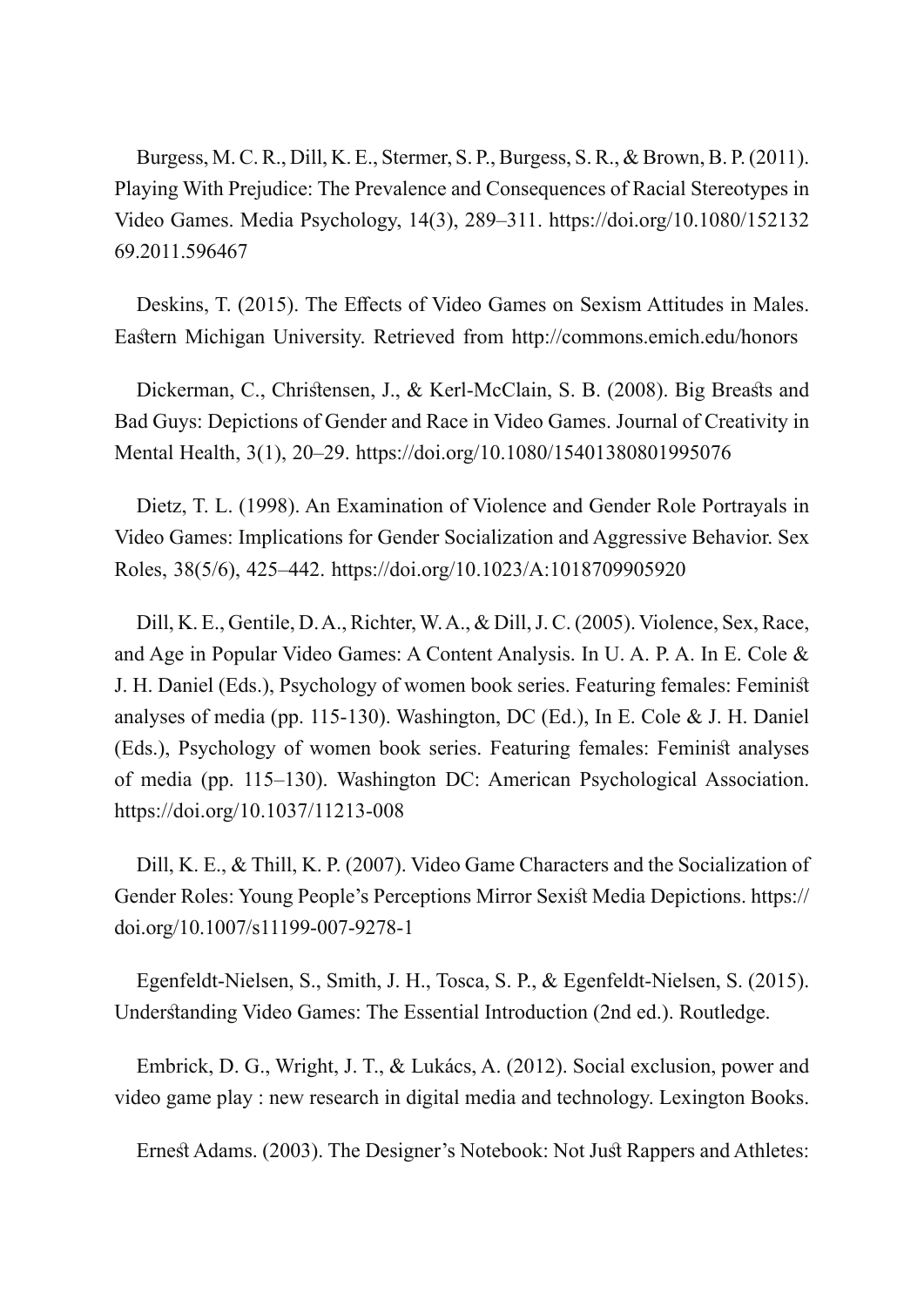Burgess, M. C. R., Dill, K. E., Stermer, S. P., Burgess, S. R., & Brown, B. P. (2011). Playing With Prejudice: The Prevalence and Consequences of Racial Stereotypes in Video Games. Media Psychology, 14(3), 289–311. https://doi.org/10.1080/15213269.2011.596467

Deskins, T. (2015). The Effects of Video Games on Sexism Attitudes in Males. Eastern Michigan University. Retrieved from http://commons.emich.edu/honors

Dickerman, C., Christensen, J., & Kerl-McClain, S. B. (2008). Big Breasts and Bad Guys: Depictions of Gender and Race in Video Games. Journal of Creativity in Mental Health, 3(1), 20–29. https://doi.org/10.1080/15401380801995076

Dietz, T. L. (1998). An Examination of Violence and Gender Role Portrayals in Video Games: Implications for Gender Socialization and Aggressive Behavior. Sex Roles, 38(5/6), 425–442. https://doi.org/10.1023/A:1018709905920

Dill, K. E., Gentile, D. A., Richter, W. A., & Dill, J. C. (2005). Violence, Sex, Race, and Age in Popular Video Games: A Content Analysis. In U. A. P. A. In E. Cole & J. H. Daniel (Eds.), Psychology of women book series. Featuring females: Feminist analyses of media (pp. 115-130). Washington, DC (Ed.), In E. Cole & J. H. Daniel (Eds.), Psychology of women book series. Featuring females: Feminist analyses of media (pp. 115–130). Washington DC: American Psychological Association. https://doi.org/10.1037/11213-008

Dill, K. E., & Thill, K. P. (2007). Video Game Characters and the Socialization of Gender Roles: Young People's Perceptions Mirror Sexist Media Depictions. https://doi.org/10.1007/s11199-007-9278-1

Egenfeldt-Nielsen, S., Smith, J. H., Tosca, S. P., & Egenfeldt-Nielsen, S. (2015). Understanding Video Games: The Essential Introduction (2nd ed.). Routledge.

Embrick, D. G., Wright, J. T., & Lukács, A. (2012). Social exclusion, power and video game play : new research in digital media and technology. Lexington Books.

Ernest Adams. (2003). The Designer's Notebook: Not Just Rappers and Athletes: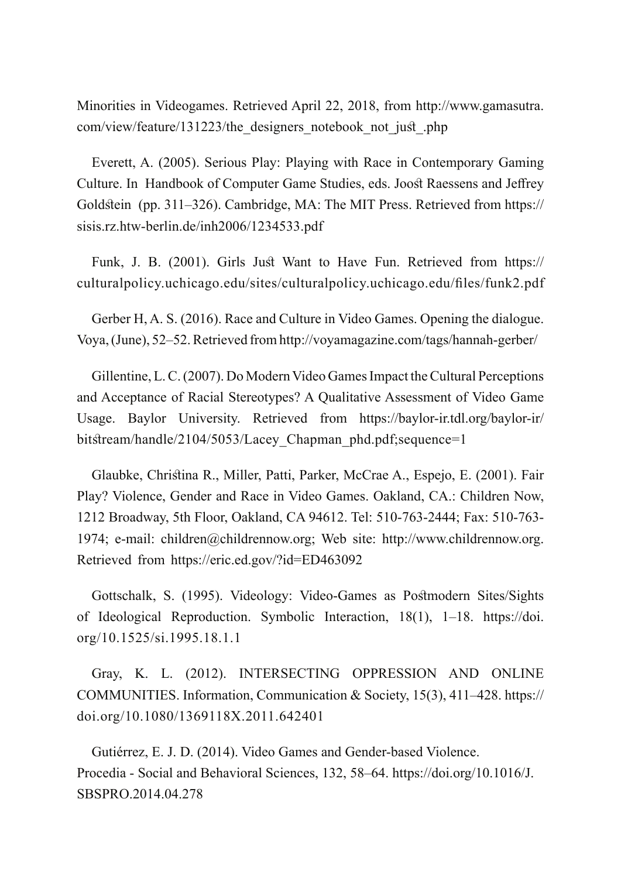Minorities in Videogames. Retrieved April 22, 2018, from http://www.gamasutra.com/view/feature/131223/the_designers_notebook_not_just_.php

Everett, A. (2005). Serious Play: Playing with Race in Contemporary Gaming Culture. In Handbook of Computer Game Studies, eds. Joost Raessens and Jeffrey Goldstein (pp. 311–326). Cambridge, MA: The MIT Press. Retrieved from https://sisis.rz.htw-berlin.de/inh2006/1234533.pdf

Funk, J. B. (2001). Girls Just Want to Have Fun. Retrieved from https://culturalpolicy.uchicago.edu/sites/culturalpolicy.uchicago.edu/files/funk2.pdf

Gerber H, A. S. (2016). Race and Culture in Video Games. Opening the dialogue. Voya, (June), 52–52. Retrieved from http://voyamagazine.com/tags/hannah-gerber/

Gillentine, L. C. (2007). Do Modern Video Games Impact the Cultural Perceptions and Acceptance of Racial Stereotypes? A Qualitative Assessment of Video Game Usage. Baylor University. Retrieved from https://baylor-ir.tdl.org/baylor-ir/bitstream/handle/2104/5053/Lacey_Chapman_phd.pdf;sequence=1

Glaubke, Christina R., Miller, Patti, Parker, McCrae A., Espejo, E. (2001). Fair Play? Violence, Gender and Race in Video Games. Oakland, CA.: Children Now, 1212 Broadway, 5th Floor, Oakland, CA 94612. Tel: 510-763-2444; Fax: 510-763-1974; e-mail: children@childrennow.org; Web site: http://www.childrennow.org. Retrieved from https://eric.ed.gov/?id=ED463092

Gottschalk, S. (1995). Videology: Video-Games as Postmodern Sites/Sights of Ideological Reproduction. Symbolic Interaction, 18(1), 1–18. https://doi.org/10.1525/si.1995.18.1.1

Gray, K. L. (2012). INTERSECTING OPPRESSION AND ONLINE COMMUNITIES. Information, Communication & Society, 15(3), 411–428. https://doi.org/10.1080/1369118X.2011.642401

Gutiérrez, E. J. D. (2014). Video Games and Gender-based Violence. Procedia - Social and Behavioral Sciences, 132, 58–64. https://doi.org/10.1016/J.SBSPRO.2014.04.278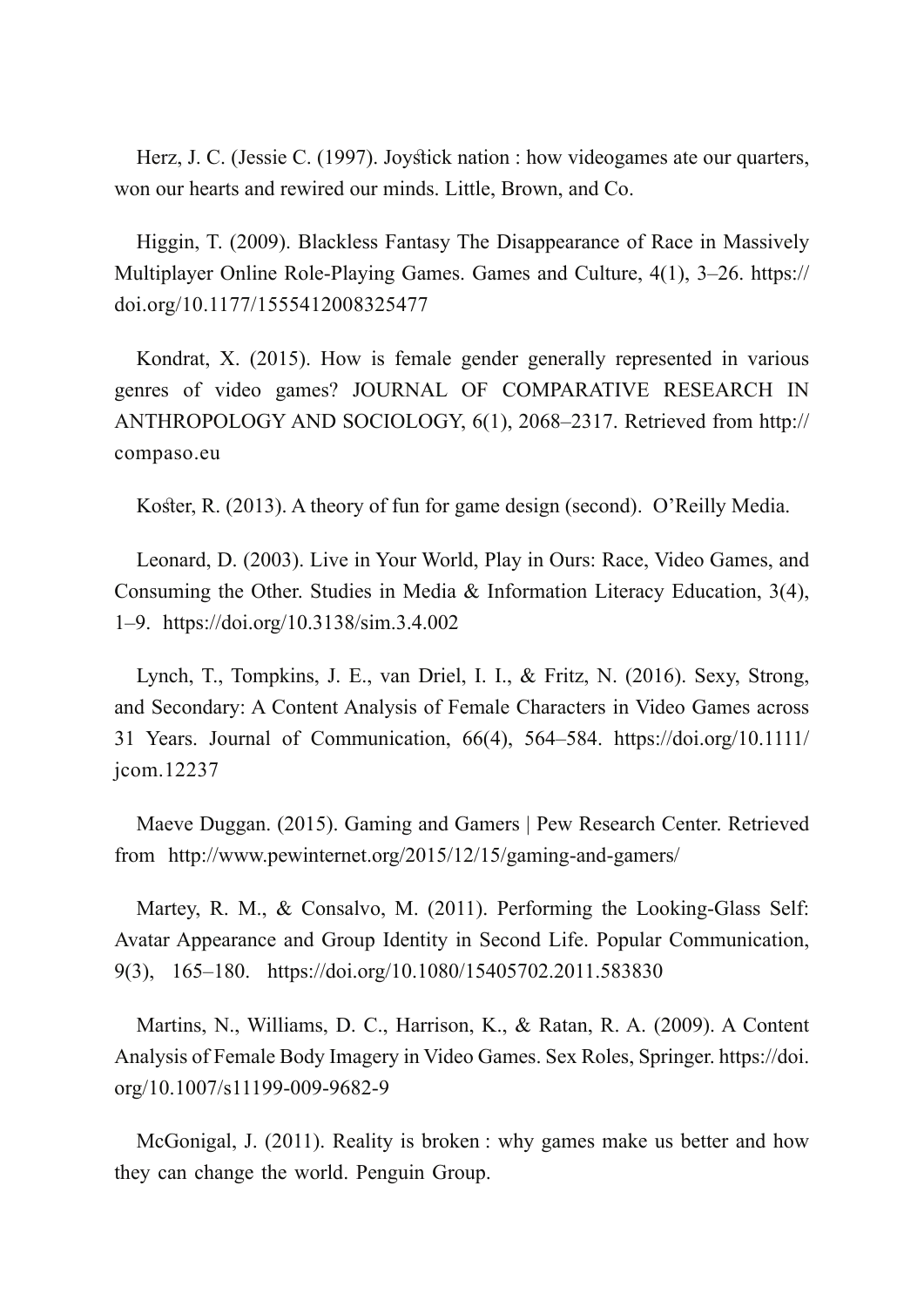Herz, J. C. (Jessie C. (1997). Joystick nation : how videogames ate our quarters, won our hearts and rewired our minds. Little, Brown, and Co.

Higgin, T. (2009). Blackless Fantasy The Disappearance of Race in Massively Multiplayer Online Role-Playing Games. Games and Culture, 4(1), 3–26. https://doi.org/10.1177/1555412008325477

Kondrat, X. (2015). How is female gender generally represented in various genres of video games? JOURNAL OF COMPARATIVE RESEARCH IN ANTHROPOLOGY AND SOCIOLOGY, 6(1), 2068–2317. Retrieved from http://compaso.eu

Koster, R. (2013). A theory of fun for game design (second). O'Reilly Media.

Leonard, D. (2003). Live in Your World, Play in Ours: Race, Video Games, and Consuming the Other. Studies in Media & Information Literacy Education, 3(4), 1–9. https://doi.org/10.3138/sim.3.4.002

Lynch, T., Tompkins, J. E., van Driel, I. I., & Fritz, N. (2016). Sexy, Strong, and Secondary: A Content Analysis of Female Characters in Video Games across 31 Years. Journal of Communication, 66(4), 564–584. https://doi.org/10.1111/jcom.12237

Maeve Duggan. (2015). Gaming and Gamers | Pew Research Center. Retrieved from http://www.pewinternet.org/2015/12/15/gaming-and-gamers/

Martey, R. M., & Consalvo, M. (2011). Performing the Looking-Glass Self: Avatar Appearance and Group Identity in Second Life. Popular Communication, 9(3), 165–180. https://doi.org/10.1080/15405702.2011.583830

Martins, N., Williams, D. C., Harrison, K., & Ratan, R. A. (2009). A Content Analysis of Female Body Imagery in Video Games. Sex Roles, Springer. https://doi.org/10.1007/s11199-009-9682-9

McGonigal, J. (2011). Reality is broken : why games make us better and how they can change the world. Penguin Group.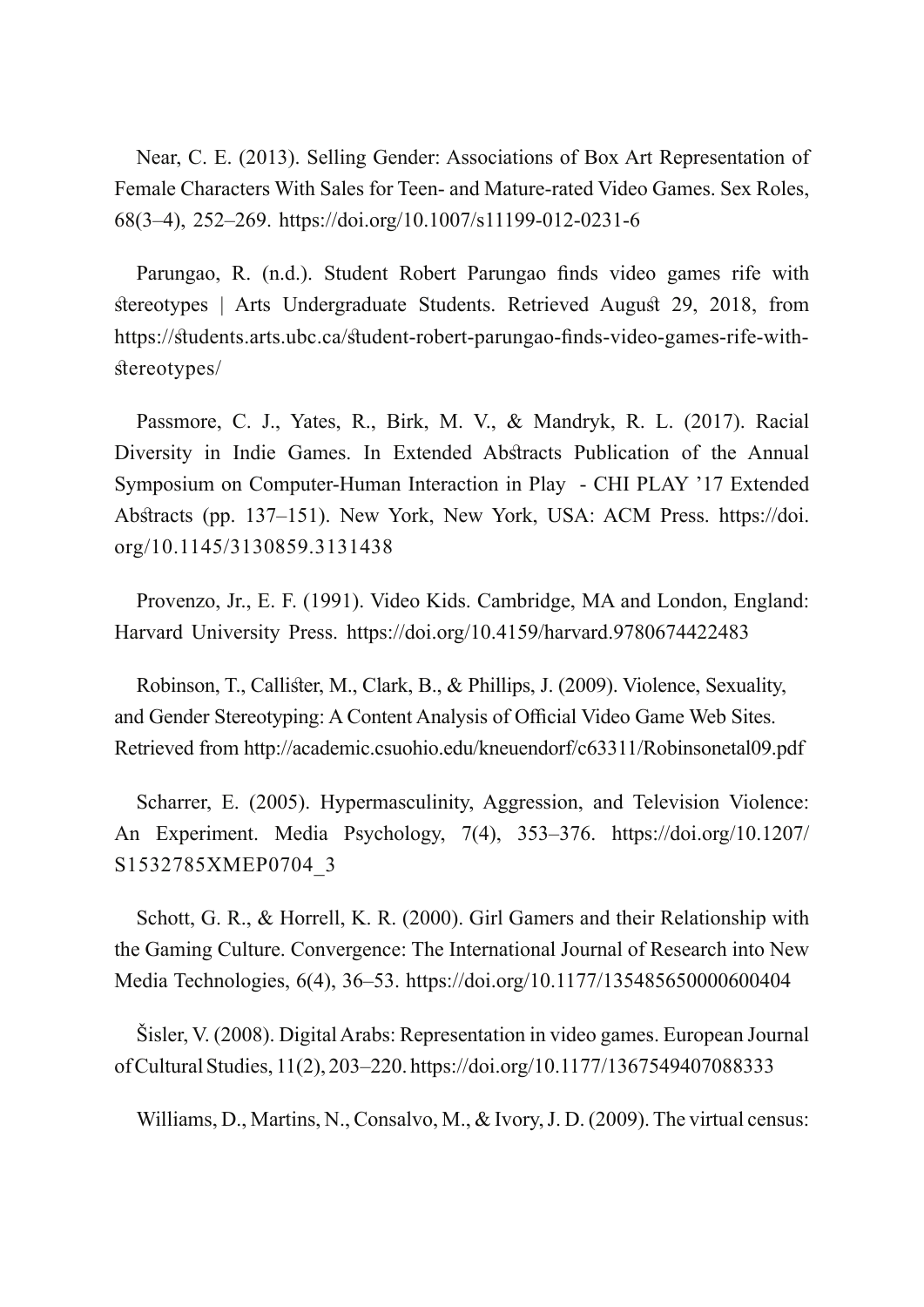Near, C. E. (2013). Selling Gender: Associations of Box Art Representation of Female Characters With Sales for Teen- and Mature-rated Video Games. Sex Roles, 68(3–4), 252–269. https://doi.org/10.1007/s11199-012-0231-6

Parungao, R. (n.d.). Student Robert Parungao finds video games rife with stereotypes | Arts Undergraduate Students. Retrieved August 29, 2018, from https://students.arts.ubc.ca/student-robert-parungao-finds-video-games-rife-with-stereotypes/

Passmore, C. J., Yates, R., Birk, M. V., & Mandryk, R. L. (2017). Racial Diversity in Indie Games. In Extended Abstracts Publication of the Annual Symposium on Computer-Human Interaction in Play - CHI PLAY '17 Extended Abstracts (pp. 137–151). New York, New York, USA: ACM Press. https://doi.org/10.1145/3130859.3131438

Provenzo, Jr., E. F. (1991). Video Kids. Cambridge, MA and London, England: Harvard University Press. https://doi.org/10.4159/harvard.9780674422483

Robinson, T., Callister, M., Clark, B., & Phillips, J. (2009). Violence, Sexuality, and Gender Stereotyping: A Content Analysis of Official Video Game Web Sites. Retrieved from http://academic.csuohio.edu/kneuendorf/c63311/Robinsonetal09.pdf

Scharrer, E. (2005). Hypermasculinity, Aggression, and Television Violence: An Experiment. Media Psychology, 7(4), 353–376. https://doi.org/10.1207/S1532785XMEP0704_3

Schott, G. R., & Horrell, K. R. (2000). Girl Gamers and their Relationship with the Gaming Culture. Convergence: The International Journal of Research into New Media Technologies, 6(4), 36–53. https://doi.org/10.1177/135485650000600404

Šisler, V. (2008). Digital Arabs: Representation in video games. European Journal of Cultural Studies, 11(2), 203–220. https://doi.org/10.1177/1367549407088333

Williams, D., Martins, N., Consalvo, M., & Ivory, J. D. (2009). The virtual census: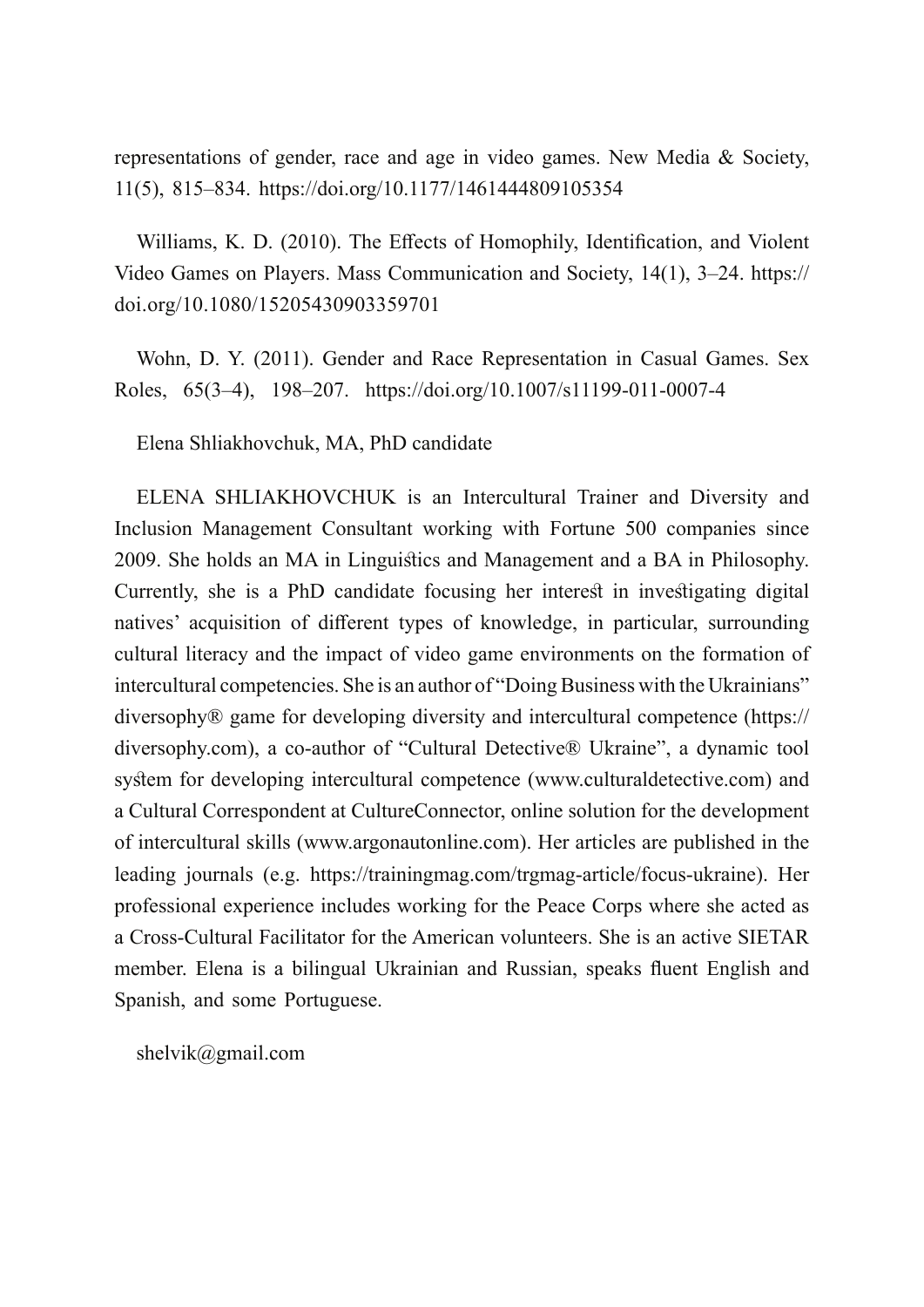representations of gender, race and age in video games. New Media & Society, 11(5), 815–834. https://doi.org/10.1177/1461444809105354

Williams, K. D. (2010). The Effects of Homophily, Identification, and Violent Video Games on Players. Mass Communication and Society, 14(1), 3–24. https://doi.org/10.1080/15205430903359701

Wohn, D. Y. (2011). Gender and Race Representation in Casual Games. Sex Roles, 65(3–4), 198–207. https://doi.org/10.1007/s11199-011-0007-4

Elena Shliakhovchuk, MA, PhD candidate

ELENA SHLIAKHOVCHUK is an Intercultural Trainer and Diversity and Inclusion Management Consultant working with Fortune 500 companies since 2009. She holds an MA in Linguistics and Management and a BA in Philosophy. Currently, she is a PhD candidate focusing her interest in investigating digital natives' acquisition of different types of knowledge, in particular, surrounding cultural literacy and the impact of video game environments on the formation of intercultural competencies. She is an author of "Doing Business with the Ukrainians" diversophy® game for developing diversity and intercultural competence (https://diversophy.com), a co-author of "Cultural Detective® Ukraine", a dynamic tool system for developing intercultural competence (www.culturaldetective.com) and a Cultural Correspondent at CultureConnector, online solution for the development of intercultural skills (www.argonautonline.com). Her articles are published in the leading journals (e.g. https://trainingmag.com/trgmag-article/focus-ukraine). Her professional experience includes working for the Peace Corps where she acted as a Cross-Cultural Facilitator for the American volunteers. She is an active SIETAR member. Elena is a bilingual Ukrainian and Russian, speaks fluent English and Spanish, and some Portuguese.

shelvik@gmail.com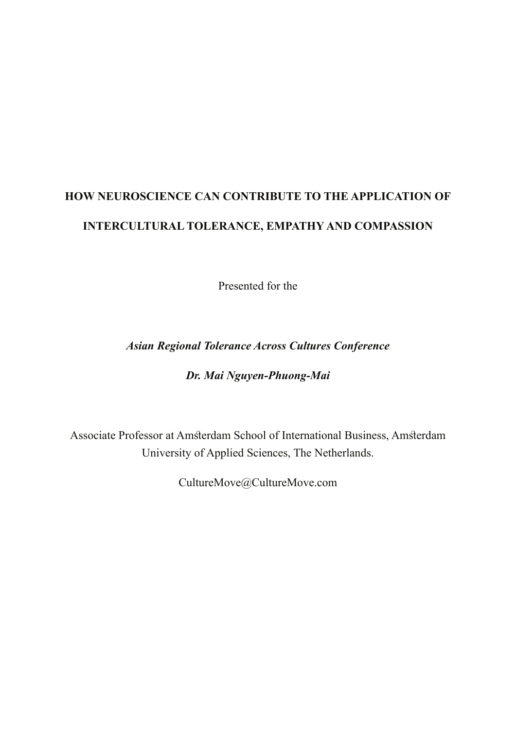**HOW NEUROSCIENCE CAN CONTRIBUTE TO THE APPLICATION OF**

**INTERCULTURAL TOLERANCE, EMPATHY AND COMPASSION**

Presented for the

***Asian Regional Tolerance Across Cultures Conference***

***Dr. Mai Nguyen-Phuong-Mai***

Associate Professor at Amsterdam School of International Business, Amsterdam University of Applied Sciences, The Netherlands.

CultureMove@CultureMove.com